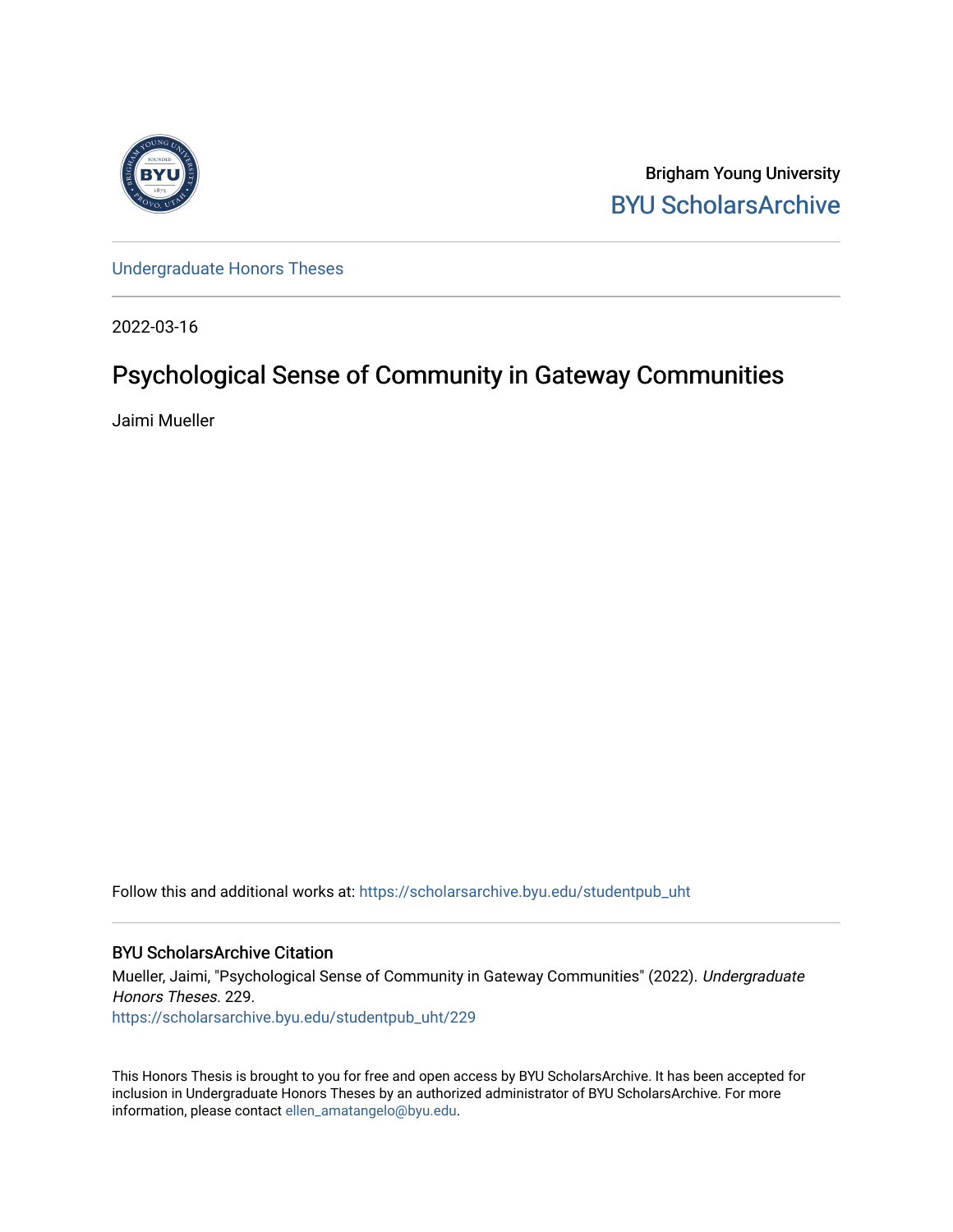Brigham Young University

BYU ScholarsArchive

Undergraduate Honors Theses

2022-03-16

# Psychological Sense of Community in Gateway Communities

Jaimi Mueller

Follow this and additional works at: https://scholarsarchive.byu.edu/studentpub_uht

## BYU ScholarsArchive Citation

Mueller, Jaimi, "Psychological Sense of Community in Gateway Communities" (2022). *Undergraduate Honors Theses*. 229.
https://scholarsarchive.byu.edu/studentpub_uht/229

This Honors Thesis is brought to you for free and open access by BYU ScholarsArchive. It has been accepted for inclusion in Undergraduate Honors Theses by an authorized administrator of BYU ScholarsArchive. For more information, please contact ellen_amatangelo@byu.edu.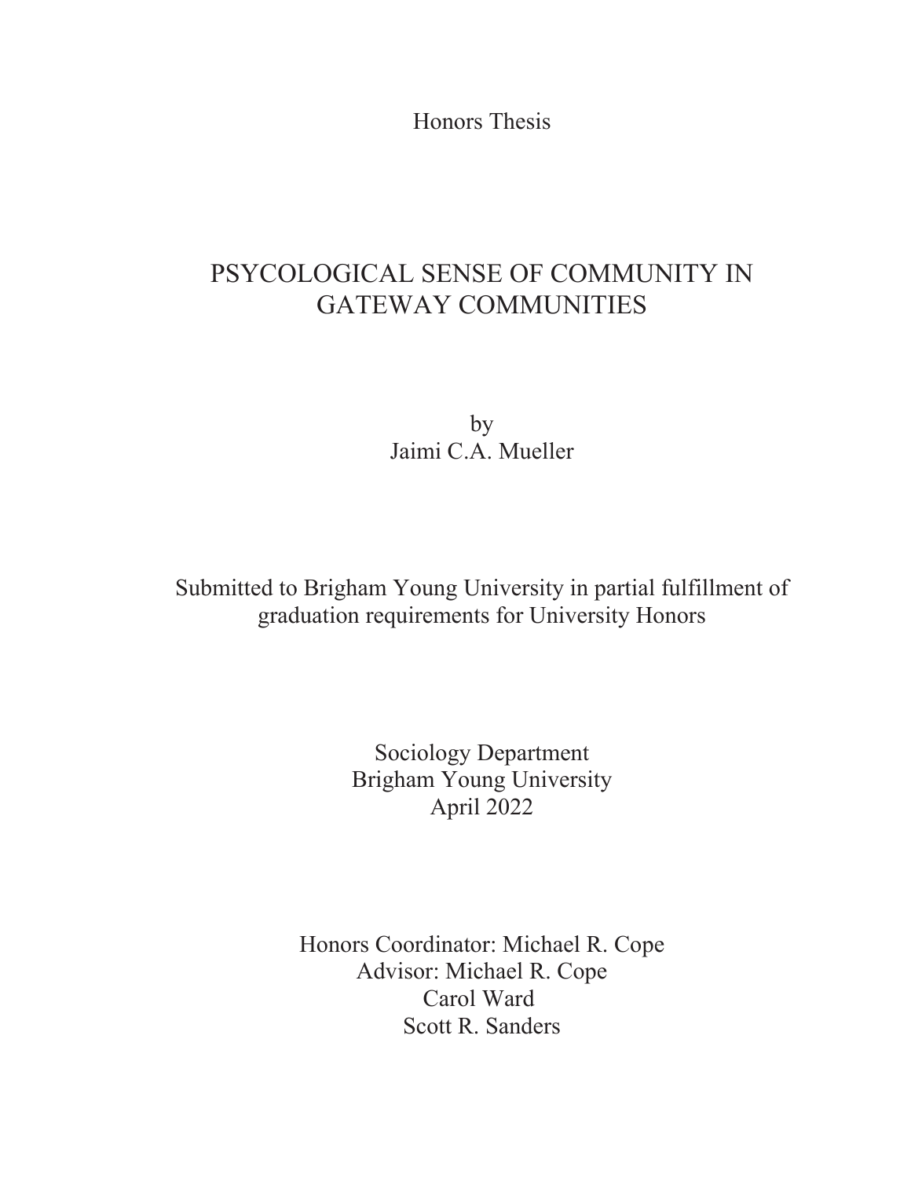Honors Thesis

# PSYCOLOGICAL SENSE OF COMMUNITY IN GATEWAY COMMUNITIES

by
Jaimi C.A. Mueller

Submitted to Brigham Young University in partial fulfillment of graduation requirements for University Honors

Sociology Department
Brigham Young University
April 2022

Honors Coordinator: Michael R. Cope
Advisor: Michael R. Cope
Carol Ward
Scott R. Sanders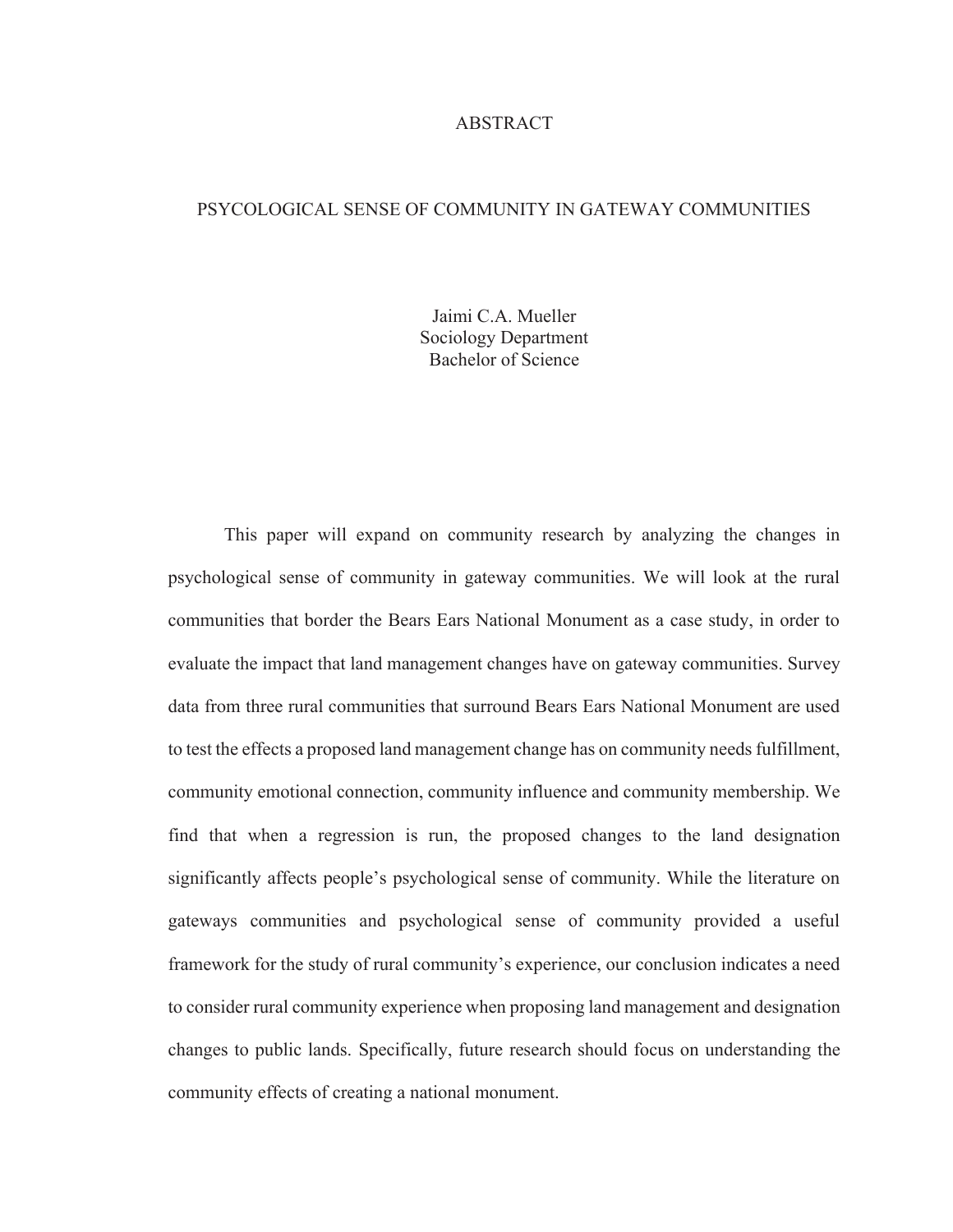# ABSTRACT

## PSYCOLOGICAL SENSE OF COMMUNITY IN GATEWAY COMMUNITIES

Jaimi C.A. Mueller
Sociology Department
Bachelor of Science

This paper will expand on community research by analyzing the changes in psychological sense of community in gateway communities. We will look at the rural communities that border the Bears Ears National Monument as a case study, in order to evaluate the impact that land management changes have on gateway communities. Survey data from three rural communities that surround Bears Ears National Monument are used to test the effects a proposed land management change has on community needs fulfillment, community emotional connection, community influence and community membership. We find that when a regression is run, the proposed changes to the land designation significantly affects people's psychological sense of community. While the literature on gateways communities and psychological sense of community provided a useful framework for the study of rural community's experience, our conclusion indicates a need to consider rural community experience when proposing land management and designation changes to public lands. Specifically, future research should focus on understanding the community effects of creating a national monument.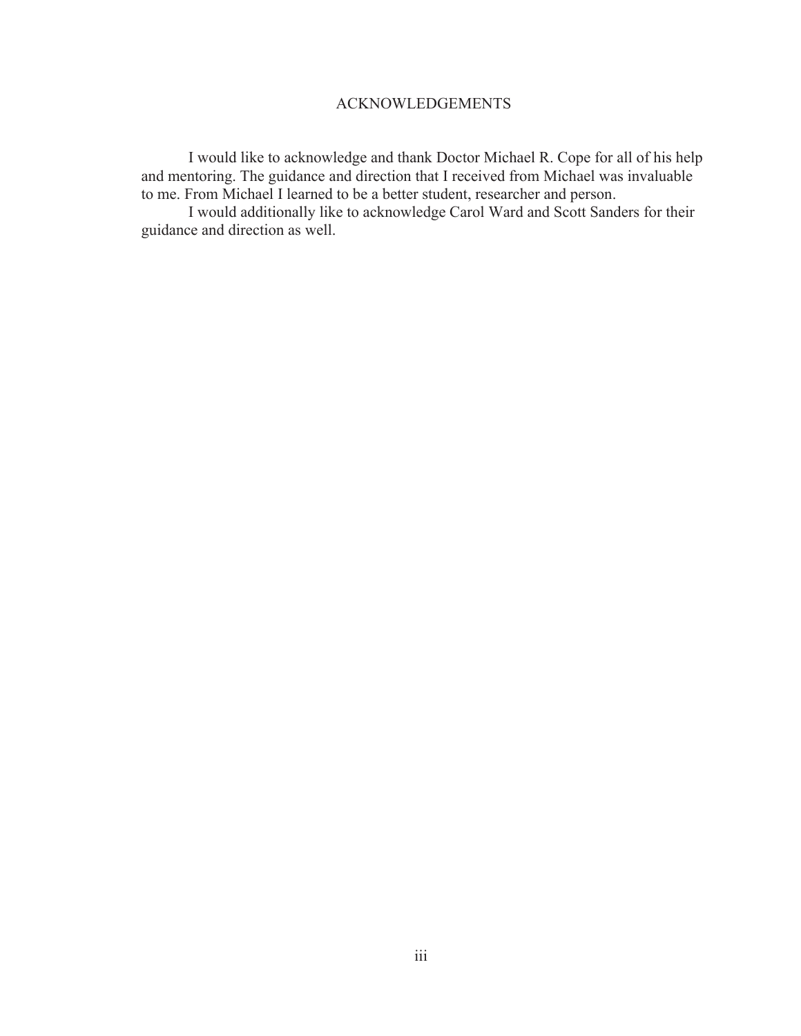# ACKNOWLEDGEMENTS

I would like to acknowledge and thank Doctor Michael R. Cope for all of his help and mentoring. The guidance and direction that I received from Michael was invaluable to me. From Michael I learned to be a better student, researcher and person.

I would additionally like to acknowledge Carol Ward and Scott Sanders for their guidance and direction as well.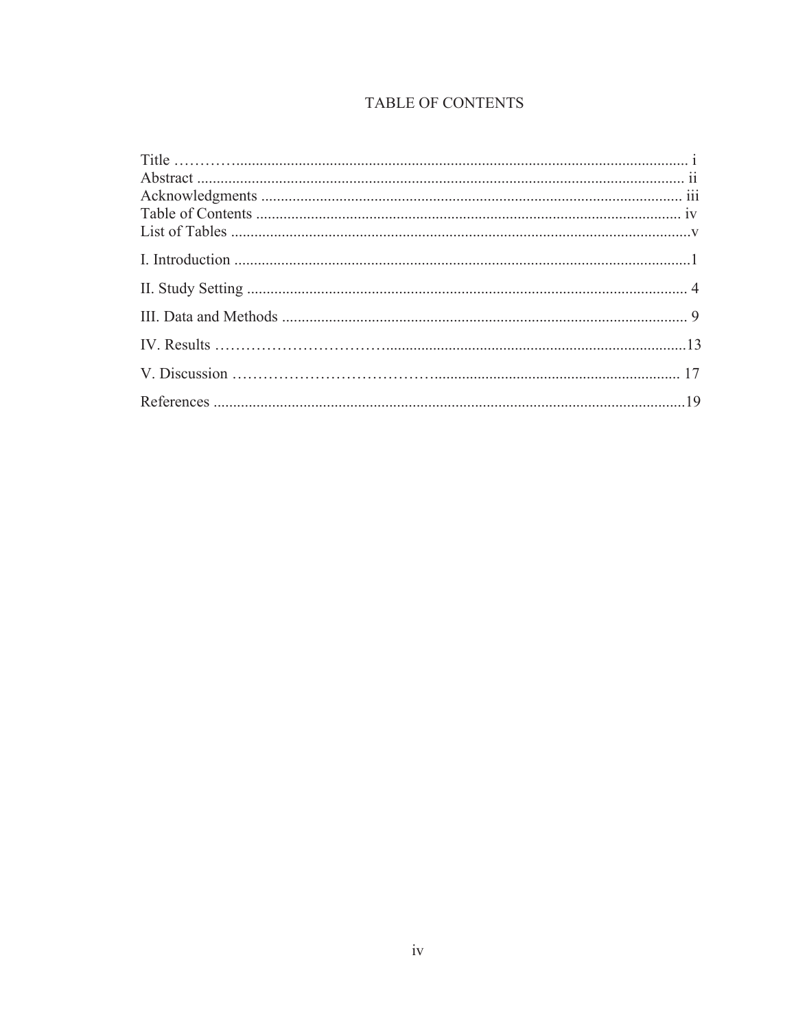# TABLE OF CONTENTS

Title ………….................................................................................................................. i
Abstract ........................................................................................................................... ii
Acknowledgments .......................................................................................................... iii
Table of Contents ........................................................................................................... iv
List of Tables ....................................................................................................................v

I. Introduction ...................................................................................................................1

II. Study Setting ................................................................................................................ 4

III. Data and Methods ....................................................................................................... 9

IV. Results …………………………….........................................................................13

V. Discussion ………………………………….............................................................. 17

References .......................................................................................................................19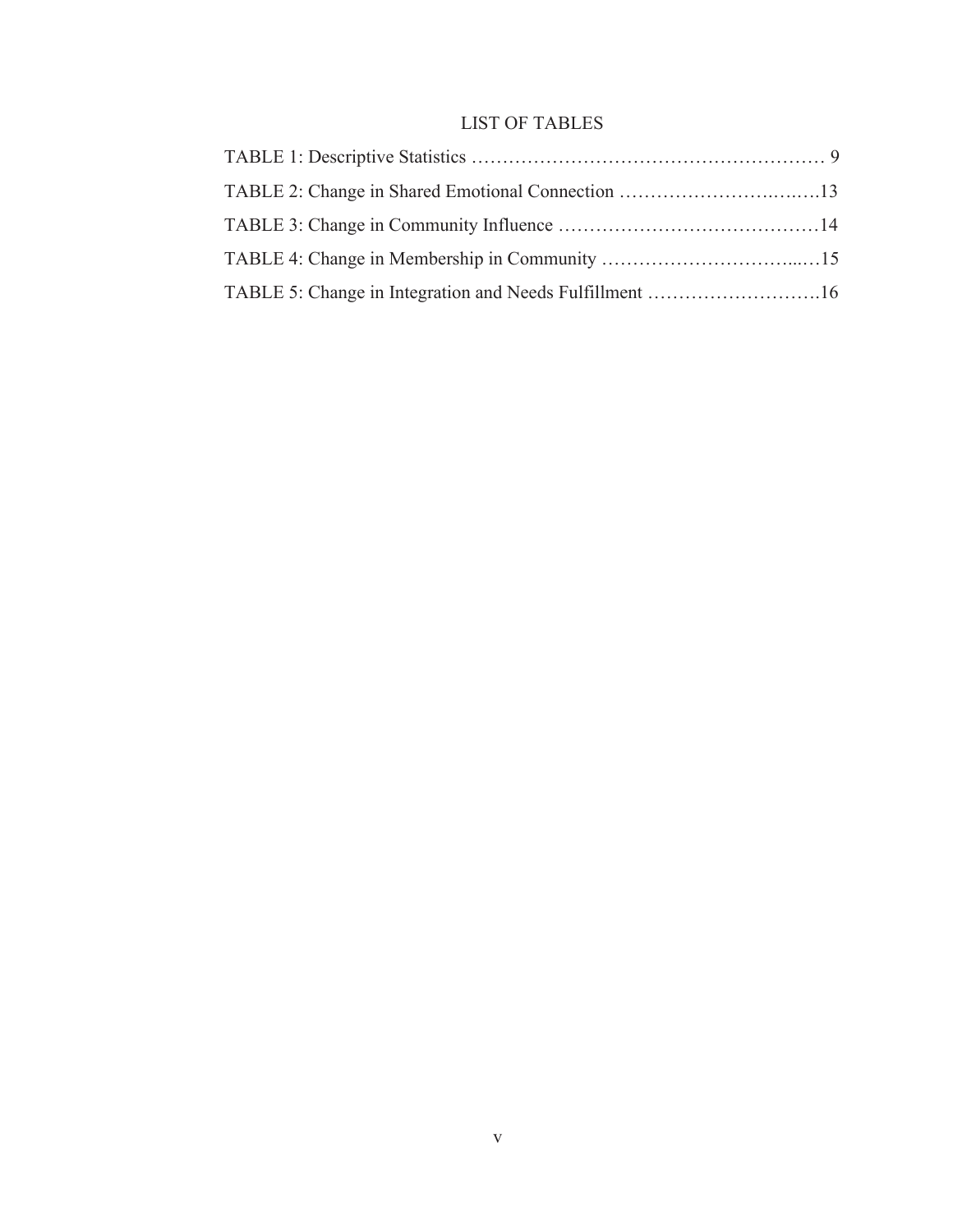# LIST OF TABLES

TABLE 1: Descriptive Statistics ………………………………………………… 9

TABLE 2: Change in Shared Emotional Connection ……………………….….…13

TABLE 3: Change in Community Influence ……………………………………14

TABLE 4: Change in Membership in Community …………………………...…15

TABLE 5: Change in Integration and Needs Fulfillment ……………………….16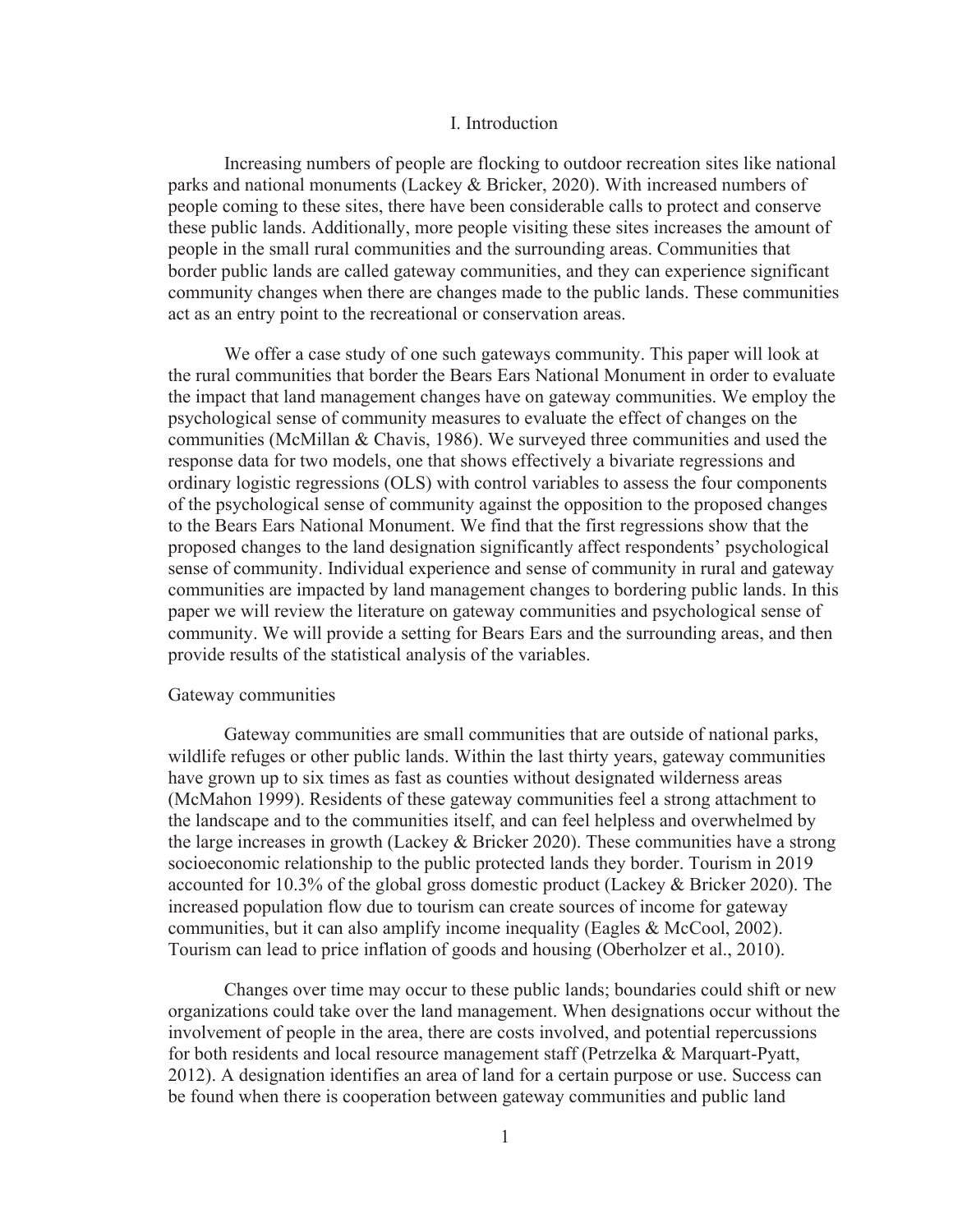# I. Introduction

Increasing numbers of people are flocking to outdoor recreation sites like national parks and national monuments (Lackey & Bricker, 2020). With increased numbers of people coming to these sites, there have been considerable calls to protect and conserve these public lands. Additionally, more people visiting these sites increases the amount of people in the small rural communities and the surrounding areas. Communities that border public lands are called gateway communities, and they can experience significant community changes when there are changes made to the public lands. These communities act as an entry point to the recreational or conservation areas.

We offer a case study of one such gateways community. This paper will look at the rural communities that border the Bears Ears National Monument in order to evaluate the impact that land management changes have on gateway communities. We employ the psychological sense of community measures to evaluate the effect of changes on the communities (McMillan & Chavis, 1986). We surveyed three communities and used the response data for two models, one that shows effectively a bivariate regressions and ordinary logistic regressions (OLS) with control variables to assess the four components of the psychological sense of community against the opposition to the proposed changes to the Bears Ears National Monument. We find that the first regressions show that the proposed changes to the land designation significantly affect respondents' psychological sense of community. Individual experience and sense of community in rural and gateway communities are impacted by land management changes to bordering public lands. In this paper we will review the literature on gateway communities and psychological sense of community. We will provide a setting for Bears Ears and the surrounding areas, and then provide results of the statistical analysis of the variables.

## Gateway communities

Gateway communities are small communities that are outside of national parks, wildlife refuges or other public lands. Within the last thirty years, gateway communities have grown up to six times as fast as counties without designated wilderness areas (McMahon 1999). Residents of these gateway communities feel a strong attachment to the landscape and to the communities itself, and can feel helpless and overwhelmed by the large increases in growth (Lackey & Bricker 2020). These communities have a strong socioeconomic relationship to the public protected lands they border. Tourism in 2019 accounted for 10.3% of the global gross domestic product (Lackey & Bricker 2020). The increased population flow due to tourism can create sources of income for gateway communities, but it can also amplify income inequality (Eagles & McCool, 2002). Tourism can lead to price inflation of goods and housing (Oberholzer et al., 2010).

Changes over time may occur to these public lands; boundaries could shift or new organizations could take over the land management. When designations occur without the involvement of people in the area, there are costs involved, and potential repercussions for both residents and local resource management staff (Petrzelka & Marquart-Pyatt, 2012). A designation identifies an area of land for a certain purpose or use. Success can be found when there is cooperation between gateway communities and public land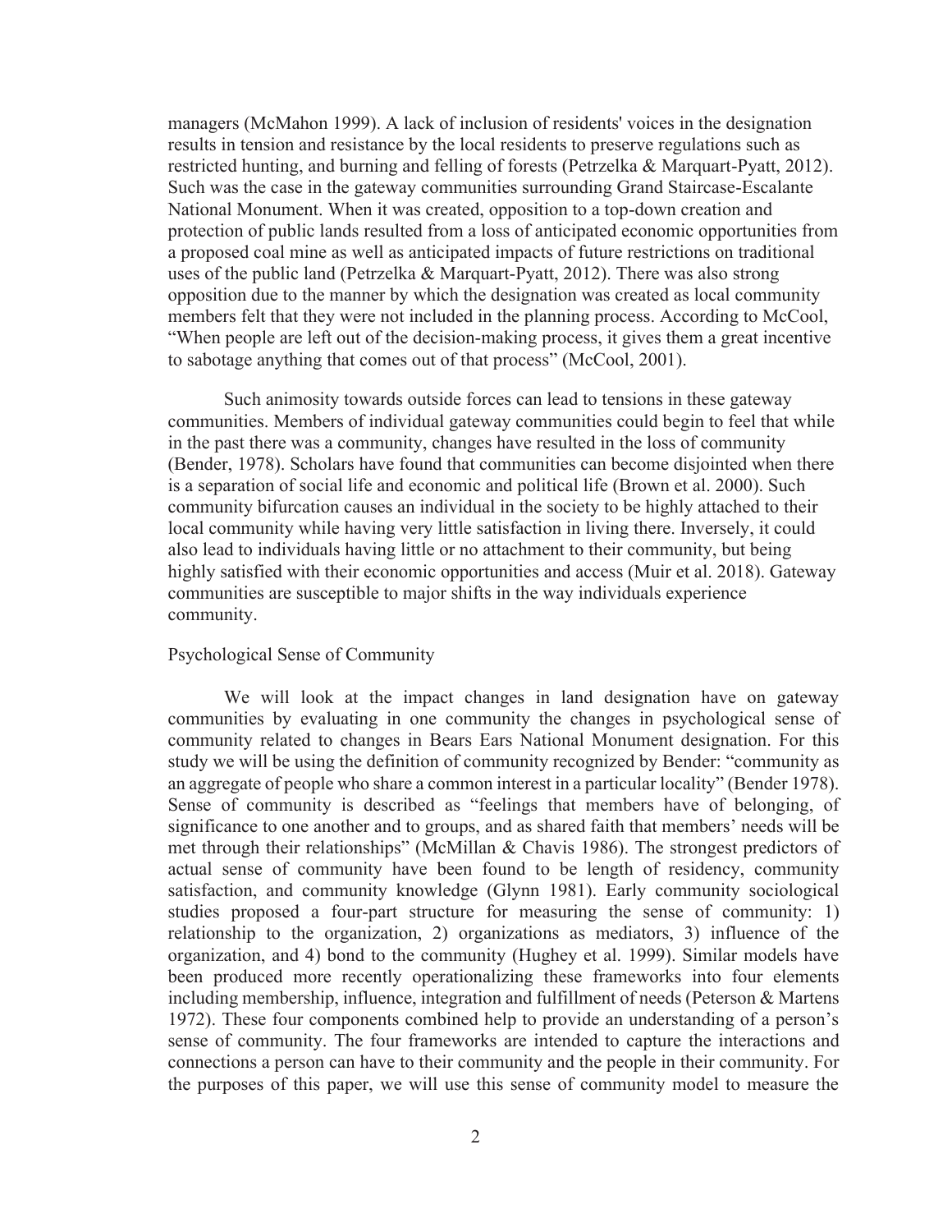managers (McMahon 1999). A lack of inclusion of residents' voices in the designation results in tension and resistance by the local residents to preserve regulations such as restricted hunting, and burning and felling of forests (Petrzelka & Marquart-Pyatt, 2012). Such was the case in the gateway communities surrounding Grand Staircase-Escalante National Monument. When it was created, opposition to a top-down creation and protection of public lands resulted from a loss of anticipated economic opportunities from a proposed coal mine as well as anticipated impacts of future restrictions on traditional uses of the public land (Petrzelka & Marquart-Pyatt, 2012). There was also strong opposition due to the manner by which the designation was created as local community members felt that they were not included in the planning process. According to McCool, "When people are left out of the decision-making process, it gives them a great incentive to sabotage anything that comes out of that process" (McCool, 2001).

Such animosity towards outside forces can lead to tensions in these gateway communities. Members of individual gateway communities could begin to feel that while in the past there was a community, changes have resulted in the loss of community (Bender, 1978). Scholars have found that communities can become disjointed when there is a separation of social life and economic and political life (Brown et al. 2000). Such community bifurcation causes an individual in the society to be highly attached to their local community while having very little satisfaction in living there. Inversely, it could also lead to individuals having little or no attachment to their community, but being highly satisfied with their economic opportunities and access (Muir et al. 2018). Gateway communities are susceptible to major shifts in the way individuals experience community.

## Psychological Sense of Community

We will look at the impact changes in land designation have on gateway communities by evaluating in one community the changes in psychological sense of community related to changes in Bears Ears National Monument designation. For this study we will be using the definition of community recognized by Bender: "community as an aggregate of people who share a common interest in a particular locality" (Bender 1978). Sense of community is described as "feelings that members have of belonging, of significance to one another and to groups, and as shared faith that members' needs will be met through their relationships" (McMillan & Chavis 1986). The strongest predictors of actual sense of community have been found to be length of residency, community satisfaction, and community knowledge (Glynn 1981). Early community sociological studies proposed a four-part structure for measuring the sense of community: 1) relationship to the organization, 2) organizations as mediators, 3) influence of the organization, and 4) bond to the community (Hughey et al. 1999). Similar models have been produced more recently operationalizing these frameworks into four elements including membership, influence, integration and fulfillment of needs (Peterson & Martens 1972). These four components combined help to provide an understanding of a person's sense of community. The four frameworks are intended to capture the interactions and connections a person can have to their community and the people in their community. For the purposes of this paper, we will use this sense of community model to measure the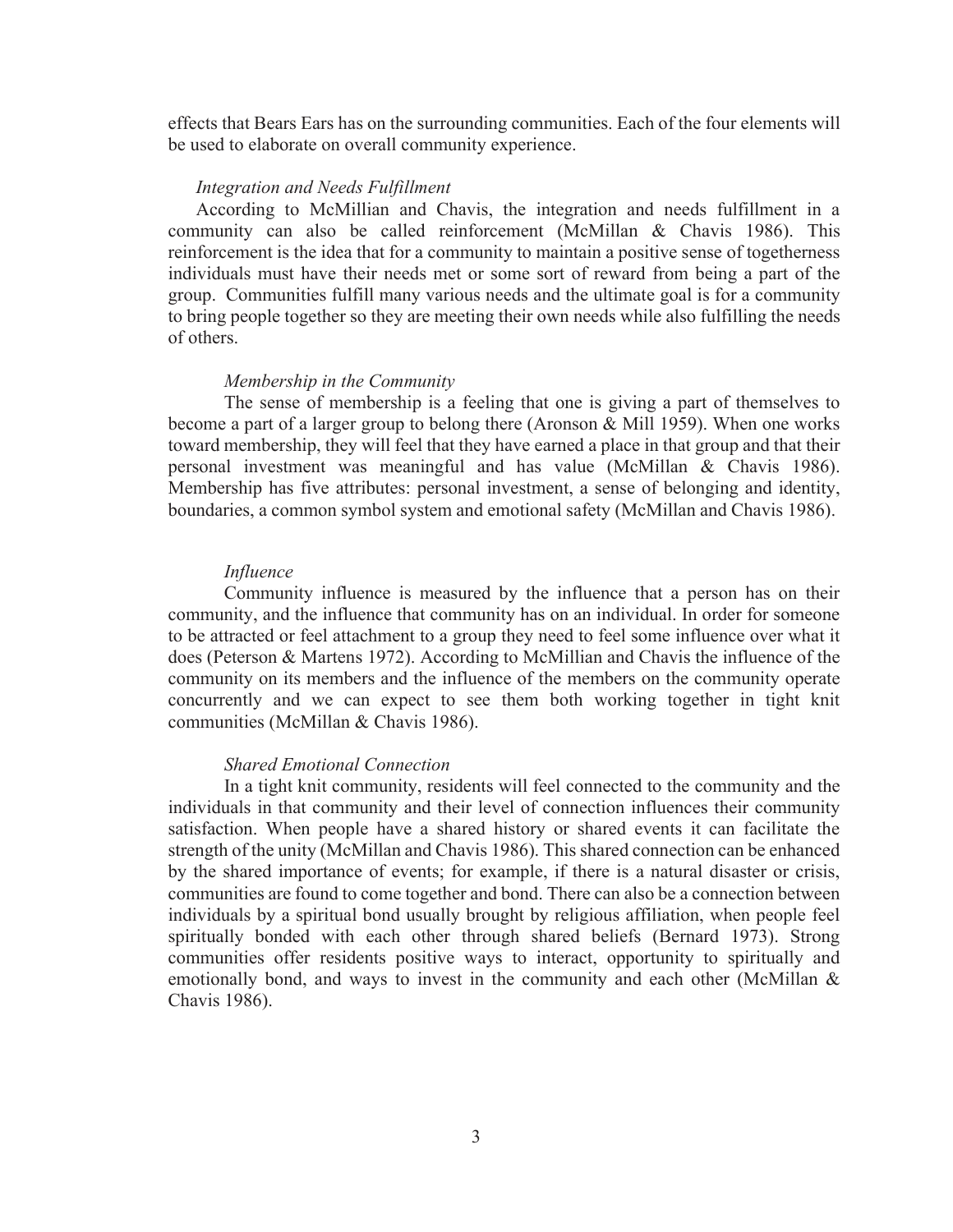effects that Bears Ears has on the surrounding communities. Each of the four elements will be used to elaborate on overall community experience.

*Integration and Needs Fulfillment*

According to McMillian and Chavis, the integration and needs fulfillment in a community can also be called reinforcement (McMillan & Chavis 1986). This reinforcement is the idea that for a community to maintain a positive sense of togetherness individuals must have their needs met or some sort of reward from being a part of the group. Communities fulfill many various needs and the ultimate goal is for a community to bring people together so they are meeting their own needs while also fulfilling the needs of others.

*Membership in the Community*

The sense of membership is a feeling that one is giving a part of themselves to become a part of a larger group to belong there (Aronson & Mill 1959). When one works toward membership, they will feel that they have earned a place in that group and that their personal investment was meaningful and has value (McMillan & Chavis 1986). Membership has five attributes: personal investment, a sense of belonging and identity, boundaries, a common symbol system and emotional safety (McMillan and Chavis 1986).

*Influence*

Community influence is measured by the influence that a person has on their community, and the influence that community has on an individual. In order for someone to be attracted or feel attachment to a group they need to feel some influence over what it does (Peterson & Martens 1972). According to McMillian and Chavis the influence of the community on its members and the influence of the members on the community operate concurrently and we can expect to see them both working together in tight knit communities (McMillan & Chavis 1986).

*Shared Emotional Connection*

In a tight knit community, residents will feel connected to the community and the individuals in that community and their level of connection influences their community satisfaction. When people have a shared history or shared events it can facilitate the strength of the unity (McMillan and Chavis 1986). This shared connection can be enhanced by the shared importance of events; for example, if there is a natural disaster or crisis, communities are found to come together and bond. There can also be a connection between individuals by a spiritual bond usually brought by religious affiliation, when people feel spiritually bonded with each other through shared beliefs (Bernard 1973). Strong communities offer residents positive ways to interact, opportunity to spiritually and emotionally bond, and ways to invest in the community and each other (McMillan & Chavis 1986).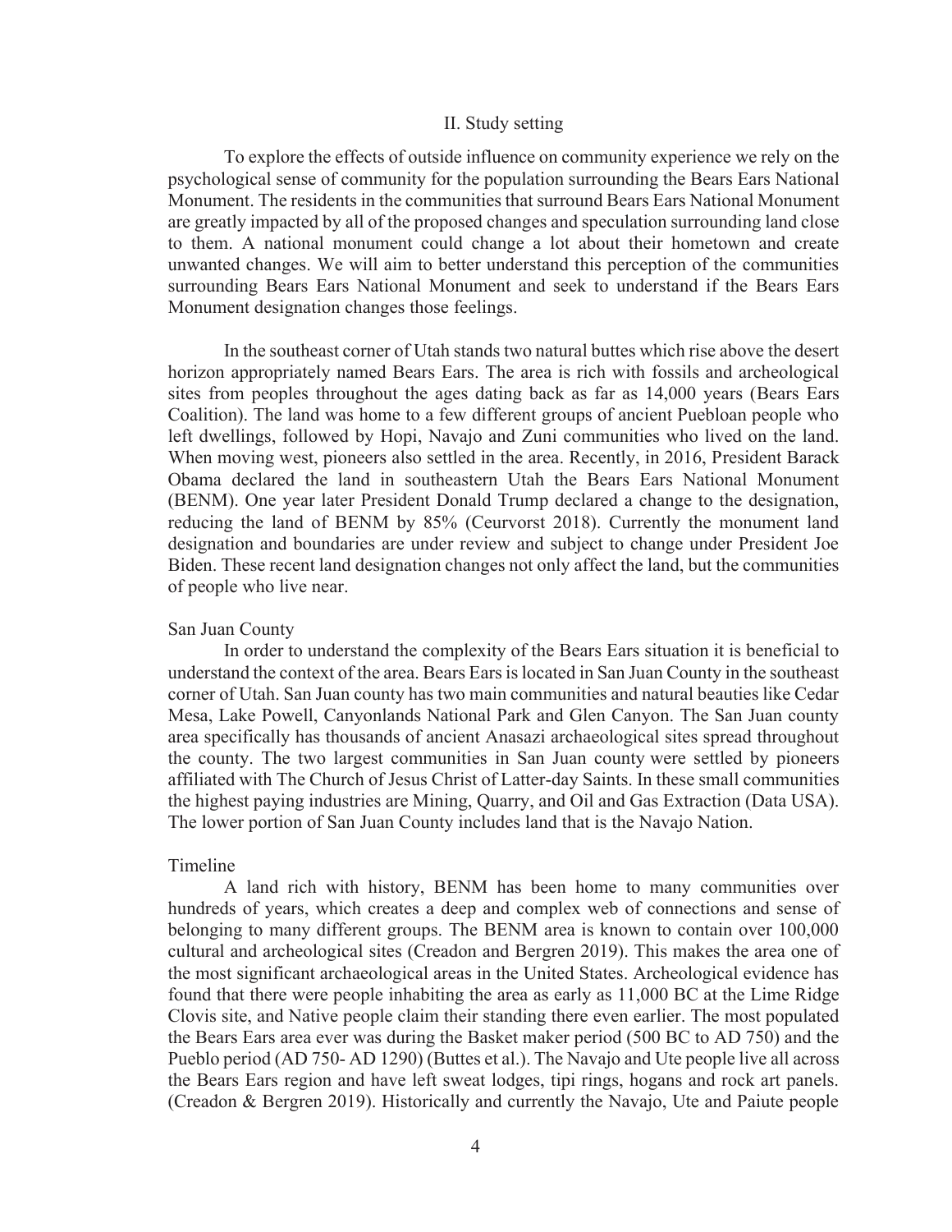## II. Study setting

To explore the effects of outside influence on community experience we rely on the psychological sense of community for the population surrounding the Bears Ears National Monument. The residents in the communities that surround Bears Ears National Monument are greatly impacted by all of the proposed changes and speculation surrounding land close to them. A national monument could change a lot about their hometown and create unwanted changes. We will aim to better understand this perception of the communities surrounding Bears Ears National Monument and seek to understand if the Bears Ears Monument designation changes those feelings.

In the southeast corner of Utah stands two natural buttes which rise above the desert horizon appropriately named Bears Ears. The area is rich with fossils and archeological sites from peoples throughout the ages dating back as far as 14,000 years (Bears Ears Coalition). The land was home to a few different groups of ancient Puebloan people who left dwellings, followed by Hopi, Navajo and Zuni communities who lived on the land. When moving west, pioneers also settled in the area. Recently, in 2016, President Barack Obama declared the land in southeastern Utah the Bears Ears National Monument (BENM). One year later President Donald Trump declared a change to the designation, reducing the land of BENM by 85% (Ceurvorst 2018). Currently the monument land designation and boundaries are under review and subject to change under President Joe Biden. These recent land designation changes not only affect the land, but the communities of people who live near.

### San Juan County

In order to understand the complexity of the Bears Ears situation it is beneficial to understand the context of the area. Bears Ears is located in San Juan County in the southeast corner of Utah. San Juan county has two main communities and natural beauties like Cedar Mesa, Lake Powell, Canyonlands National Park and Glen Canyon. The San Juan county area specifically has thousands of ancient Anasazi archaeological sites spread throughout the county. The two largest communities in San Juan county were settled by pioneers affiliated with The Church of Jesus Christ of Latter-day Saints. In these small communities the highest paying industries are Mining, Quarry, and Oil and Gas Extraction (Data USA). The lower portion of San Juan County includes land that is the Navajo Nation.

### Timeline

A land rich with history, BENM has been home to many communities over hundreds of years, which creates a deep and complex web of connections and sense of belonging to many different groups. The BENM area is known to contain over 100,000 cultural and archeological sites (Creadon and Bergren 2019). This makes the area one of the most significant archaeological areas in the United States. Archeological evidence has found that there were people inhabiting the area as early as 11,000 BC at the Lime Ridge Clovis site, and Native people claim their standing there even earlier. The most populated the Bears Ears area ever was during the Basket maker period (500 BC to AD 750) and the Pueblo period (AD 750- AD 1290) (Buttes et al.). The Navajo and Ute people live all across the Bears Ears region and have left sweat lodges, tipi rings, hogans and rock art panels. (Creadon & Bergren 2019). Historically and currently the Navajo, Ute and Paiute people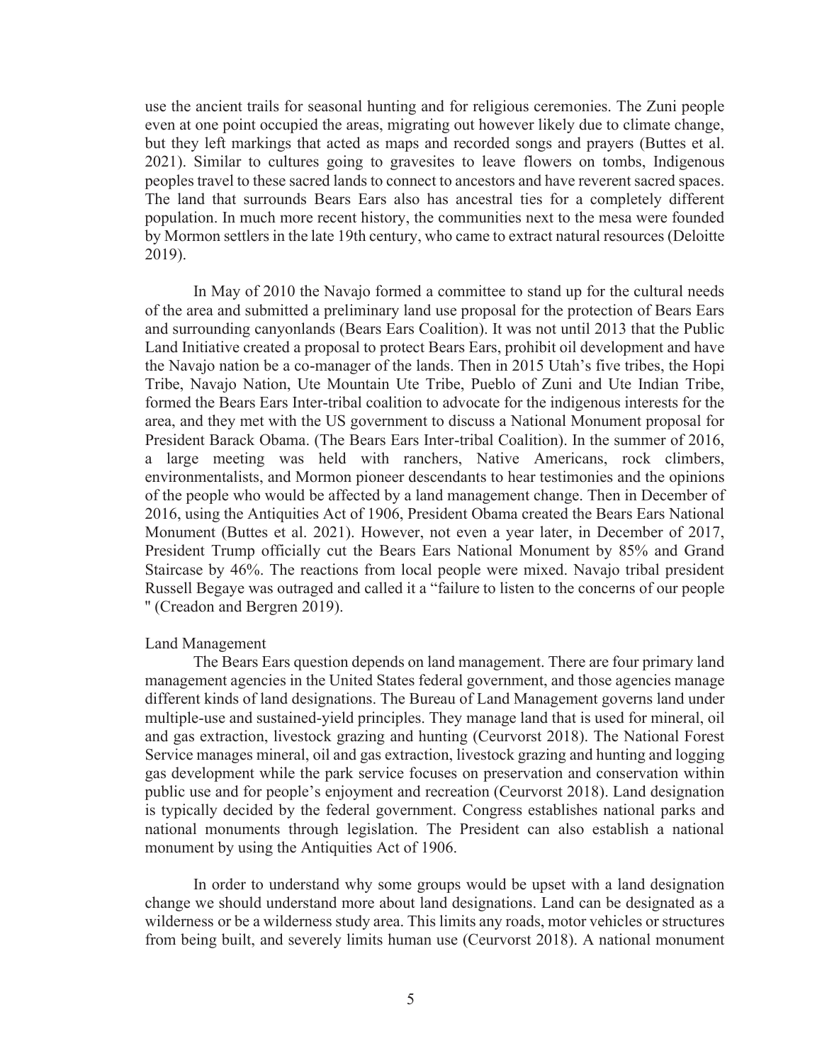use the ancient trails for seasonal hunting and for religious ceremonies. The Zuni people even at one point occupied the areas, migrating out however likely due to climate change, but they left markings that acted as maps and recorded songs and prayers (Buttes et al. 2021). Similar to cultures going to gravesites to leave flowers on tombs, Indigenous peoples travel to these sacred lands to connect to ancestors and have reverent sacred spaces. The land that surrounds Bears Ears also has ancestral ties for a completely different population. In much more recent history, the communities next to the mesa were founded by Mormon settlers in the late 19th century, who came to extract natural resources (Deloitte 2019).

In May of 2010 the Navajo formed a committee to stand up for the cultural needs of the area and submitted a preliminary land use proposal for the protection of Bears Ears and surrounding canyonlands (Bears Ears Coalition). It was not until 2013 that the Public Land Initiative created a proposal to protect Bears Ears, prohibit oil development and have the Navajo nation be a co-manager of the lands. Then in 2015 Utah's five tribes, the Hopi Tribe, Navajo Nation, Ute Mountain Ute Tribe, Pueblo of Zuni and Ute Indian Tribe, formed the Bears Ears Inter-tribal coalition to advocate for the indigenous interests for the area, and they met with the US government to discuss a National Monument proposal for President Barack Obama. (The Bears Ears Inter-tribal Coalition). In the summer of 2016, a large meeting was held with ranchers, Native Americans, rock climbers, environmentalists, and Mormon pioneer descendants to hear testimonies and the opinions of the people who would be affected by a land management change. Then in December of 2016, using the Antiquities Act of 1906, President Obama created the Bears Ears National Monument (Buttes et al. 2021). However, not even a year later, in December of 2017, President Trump officially cut the Bears Ears National Monument by 85% and Grand Staircase by 46%. The reactions from local people were mixed. Navajo tribal president Russell Begaye was outraged and called it a "failure to listen to the concerns of our people " (Creadon and Bergren 2019).

Land Management

The Bears Ears question depends on land management. There are four primary land management agencies in the United States federal government, and those agencies manage different kinds of land designations. The Bureau of Land Management governs land under multiple-use and sustained-yield principles. They manage land that is used for mineral, oil and gas extraction, livestock grazing and hunting (Ceurvorst 2018). The National Forest Service manages mineral, oil and gas extraction, livestock grazing and hunting and logging gas development while the park service focuses on preservation and conservation within public use and for people's enjoyment and recreation (Ceurvorst 2018). Land designation is typically decided by the federal government. Congress establishes national parks and national monuments through legislation. The President can also establish a national monument by using the Antiquities Act of 1906.

In order to understand why some groups would be upset with a land designation change we should understand more about land designations. Land can be designated as a wilderness or be a wilderness study area. This limits any roads, motor vehicles or structures from being built, and severely limits human use (Ceurvorst 2018). A national monument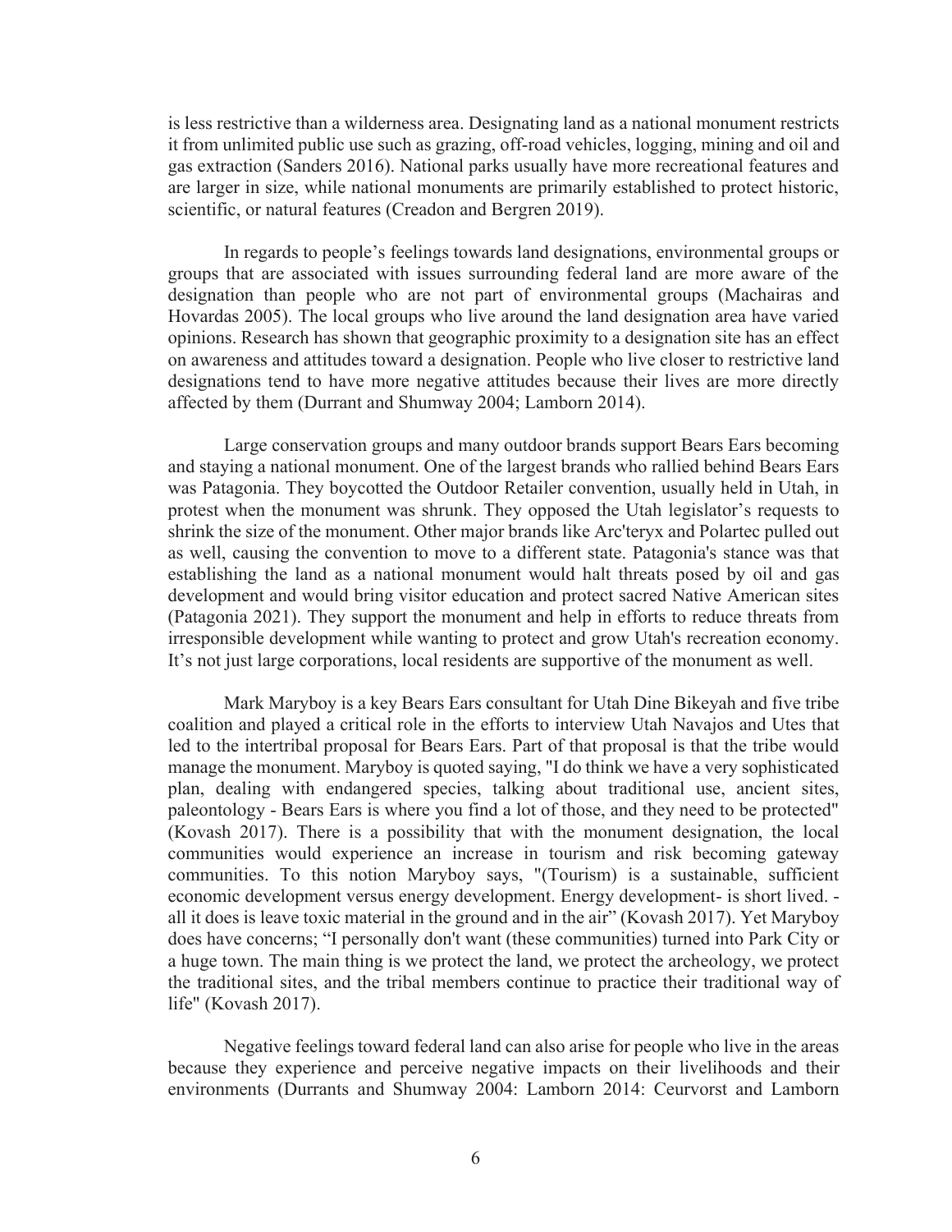is less restrictive than a wilderness area. Designating land as a national monument restricts it from unlimited public use such as grazing, off-road vehicles, logging, mining and oil and gas extraction (Sanders 2016). National parks usually have more recreational features and are larger in size, while national monuments are primarily established to protect historic, scientific, or natural features (Creadon and Bergren 2019).

In regards to people's feelings towards land designations, environmental groups or groups that are associated with issues surrounding federal land are more aware of the designation than people who are not part of environmental groups (Machairas and Hovardas 2005). The local groups who live around the land designation area have varied opinions. Research has shown that geographic proximity to a designation site has an effect on awareness and attitudes toward a designation. People who live closer to restrictive land designations tend to have more negative attitudes because their lives are more directly affected by them (Durrant and Shumway 2004; Lamborn 2014).

Large conservation groups and many outdoor brands support Bears Ears becoming and staying a national monument. One of the largest brands who rallied behind Bears Ears was Patagonia. They boycotted the Outdoor Retailer convention, usually held in Utah, in protest when the monument was shrunk. They opposed the Utah legislator's requests to shrink the size of the monument. Other major brands like Arc'teryx and Polartec pulled out as well, causing the convention to move to a different state. Patagonia's stance was that establishing the land as a national monument would halt threats posed by oil and gas development and would bring visitor education and protect sacred Native American sites (Patagonia 2021). They support the monument and help in efforts to reduce threats from irresponsible development while wanting to protect and grow Utah's recreation economy. It's not just large corporations, local residents are supportive of the monument as well.

Mark Maryboy is a key Bears Ears consultant for Utah Dine Bikeyah and five tribe coalition and played a critical role in the efforts to interview Utah Navajos and Utes that led to the intertribal proposal for Bears Ears. Part of that proposal is that the tribe would manage the monument. Maryboy is quoted saying, "I do think we have a very sophisticated plan, dealing with endangered species, talking about traditional use, ancient sites, paleontology - Bears Ears is where you find a lot of those, and they need to be protected" (Kovash 2017). There is a possibility that with the monument designation, the local communities would experience an increase in tourism and risk becoming gateway communities. To this notion Maryboy says, "(Tourism) is a sustainable, sufficient economic development versus energy development. Energy development- is short lived. - all it does is leave toxic material in the ground and in the air" (Kovash 2017). Yet Maryboy does have concerns; "I personally don't want (these communities) turned into Park City or a huge town. The main thing is we protect the land, we protect the archeology, we protect the traditional sites, and the tribal members continue to practice their traditional way of life" (Kovash 2017).

Negative feelings toward federal land can also arise for people who live in the areas because they experience and perceive negative impacts on their livelihoods and their environments (Durrants and Shumway 2004: Lamborn 2014: Ceurvorst and Lamborn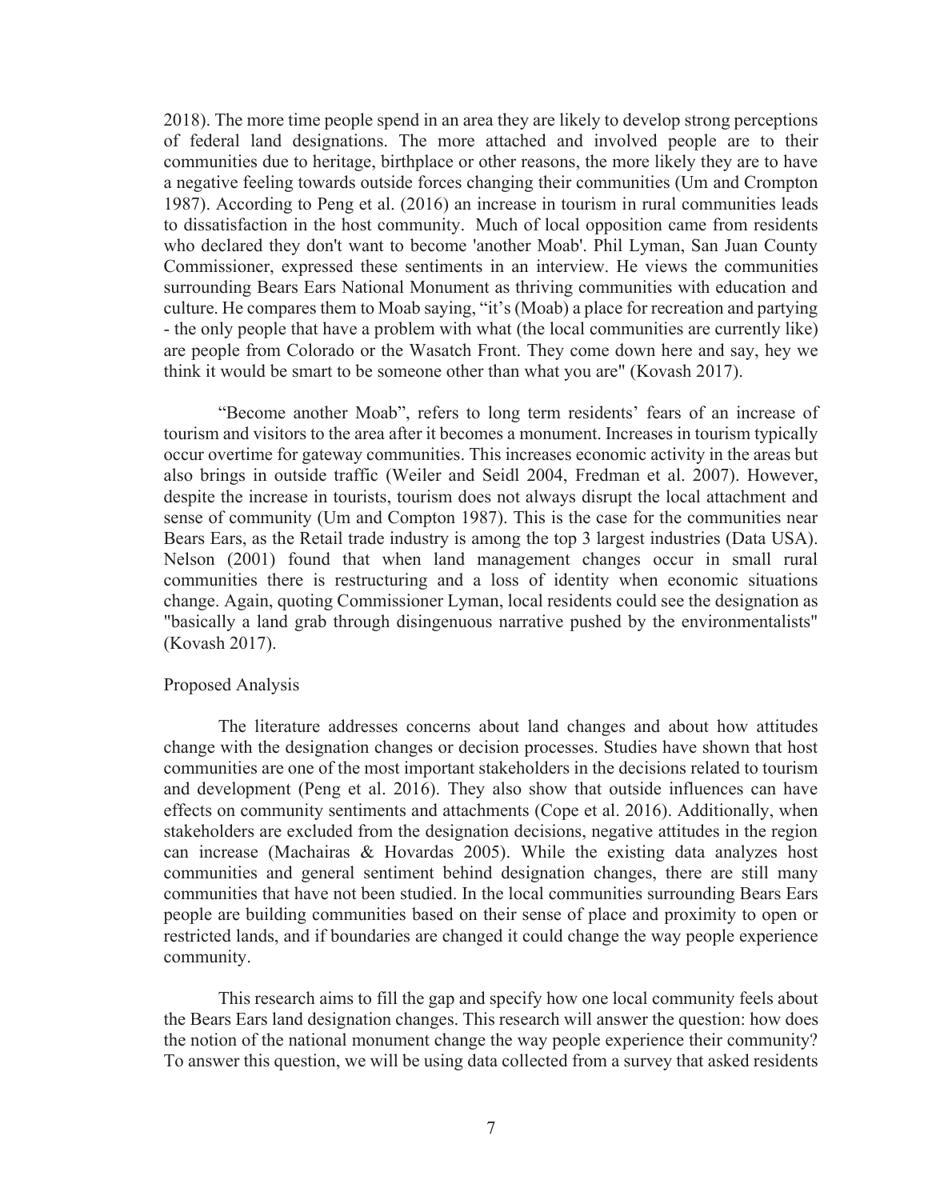2018). The more time people spend in an area they are likely to develop strong perceptions of federal land designations. The more attached and involved people are to their communities due to heritage, birthplace or other reasons, the more likely they are to have a negative feeling towards outside forces changing their communities (Um and Crompton 1987). According to Peng et al. (2016) an increase in tourism in rural communities leads to dissatisfaction in the host community. Much of local opposition came from residents who declared they don't want to become 'another Moab'. Phil Lyman, San Juan County Commissioner, expressed these sentiments in an interview. He views the communities surrounding Bears Ears National Monument as thriving communities with education and culture. He compares them to Moab saying, "it's (Moab) a place for recreation and partying - the only people that have a problem with what (the local communities are currently like) are people from Colorado or the Wasatch Front. They come down here and say, hey we think it would be smart to be someone other than what you are" (Kovash 2017).

"Become another Moab", refers to long term residents' fears of an increase of tourism and visitors to the area after it becomes a monument. Increases in tourism typically occur overtime for gateway communities. This increases economic activity in the areas but also brings in outside traffic (Weiler and Seidl 2004, Fredman et al. 2007). However, despite the increase in tourists, tourism does not always disrupt the local attachment and sense of community (Um and Compton 1987). This is the case for the communities near Bears Ears, as the Retail trade industry is among the top 3 largest industries (Data USA). Nelson (2001) found that when land management changes occur in small rural communities there is restructuring and a loss of identity when economic situations change. Again, quoting Commissioner Lyman, local residents could see the designation as "basically a land grab through disingenuous narrative pushed by the environmentalists" (Kovash 2017).

Proposed Analysis

The literature addresses concerns about land changes and about how attitudes change with the designation changes or decision processes. Studies have shown that host communities are one of the most important stakeholders in the decisions related to tourism and development (Peng et al. 2016). They also show that outside influences can have effects on community sentiments and attachments (Cope et al. 2016). Additionally, when stakeholders are excluded from the designation decisions, negative attitudes in the region can increase (Machairas & Hovardas 2005). While the existing data analyzes host communities and general sentiment behind designation changes, there are still many communities that have not been studied. In the local communities surrounding Bears Ears people are building communities based on their sense of place and proximity to open or restricted lands, and if boundaries are changed it could change the way people experience community.

This research aims to fill the gap and specify how one local community feels about the Bears Ears land designation changes. This research will answer the question: how does the notion of the national monument change the way people experience their community? To answer this question, we will be using data collected from a survey that asked residents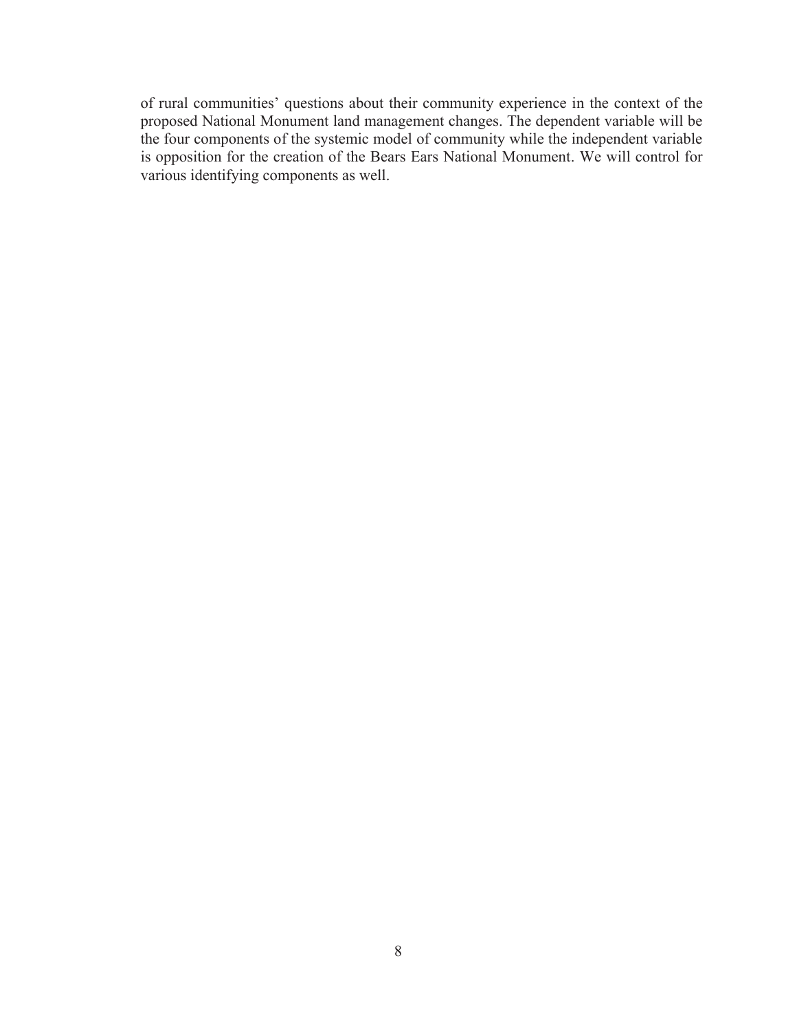of rural communities' questions about their community experience in the context of the proposed National Monument land management changes. The dependent variable will be the four components of the systemic model of community while the independent variable is opposition for the creation of the Bears Ears National Monument. We will control for various identifying components as well.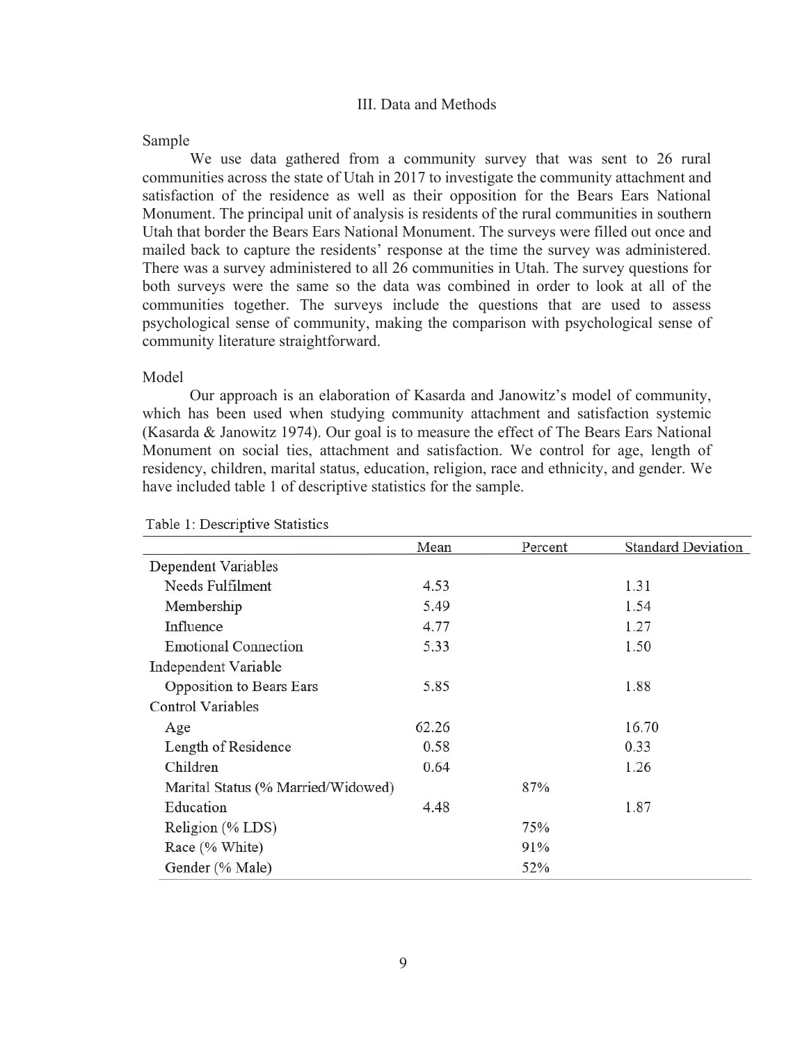## III. Data and Methods

### Sample

We use data gathered from a community survey that was sent to 26 rural communities across the state of Utah in 2017 to investigate the community attachment and satisfaction of the residence as well as their opposition for the Bears Ears National Monument. The principal unit of analysis is residents of the rural communities in southern Utah that border the Bears Ears National Monument. The surveys were filled out once and mailed back to capture the residents' response at the time the survey was administered. There was a survey administered to all 26 communities in Utah. The survey questions for both surveys were the same so the data was combined in order to look at all of the communities together. The surveys include the questions that are used to assess psychological sense of community, making the comparison with psychological sense of community literature straightforward.

### Model

Our approach is an elaboration of Kasarda and Janowitz's model of community, which has been used when studying community attachment and satisfaction systemic (Kasarda & Janowitz 1974). Our goal is to measure the effect of The Bears Ears National Monument on social ties, attachment and satisfaction. We control for age, length of residency, children, marital status, education, religion, race and ethnicity, and gender. We have included table 1 of descriptive statistics for the sample.

Table 1: Descriptive Statistics

| | Mean | Percent | Standard Deviation |
|---|---|---|---|
| Dependent Variables | | | |
| Needs Fulfilment | 4.53 | | 1.31 |
| Membership | 5.49 | | 1.54 |
| Influence | 4.77 | | 1.27 |
| Emotional Connection | 5.33 | | 1.50 |
| Independent Variable | | | |
| Opposition to Bears Ears | 5.85 | | 1.88 |
| Control Variables | | | |
| Age | 62.26 | | 16.70 |
| Length of Residence | 0.58 | | 0.33 |
| Children | 0.64 | | 1.26 |
| Marital Status (% Married/Widowed) | | 87% | |
| Education | 4.48 | | 1.87 |
| Religion (% LDS) | | 75% | |
| Race (% White) | | 91% | |
| Gender (% Male) | | 52% | |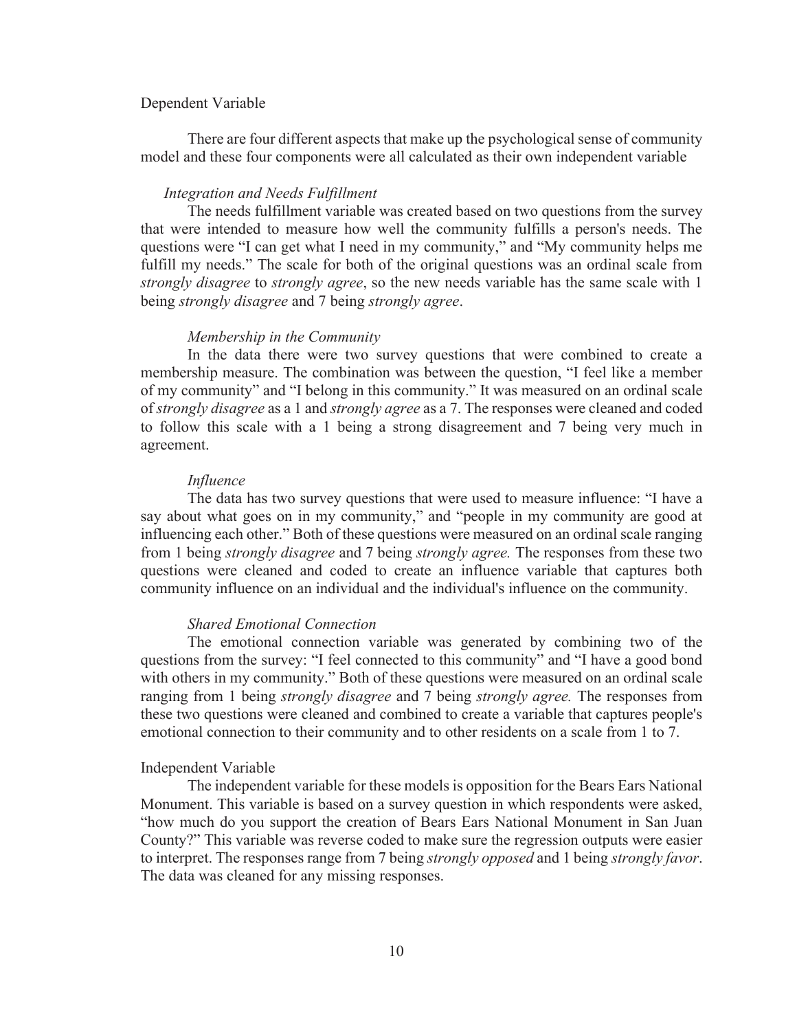## Dependent Variable

There are four different aspects that make up the psychological sense of community model and these four components were all calculated as their own independent variable

### *Integration and Needs Fulfillment*

The needs fulfillment variable was created based on two questions from the survey that were intended to measure how well the community fulfills a person's needs. The questions were "I can get what I need in my community," and "My community helps me fulfill my needs." The scale for both of the original questions was an ordinal scale from *strongly disagree* to *strongly agree*, so the new needs variable has the same scale with 1 being *strongly disagree* and 7 being *strongly agree*.

### *Membership in the Community*

In the data there were two survey questions that were combined to create a membership measure. The combination was between the question, "I feel like a member of my community" and "I belong in this community." It was measured on an ordinal scale of *strongly disagree* as a 1 and *strongly agree* as a 7. The responses were cleaned and coded to follow this scale with a 1 being a strong disagreement and 7 being very much in agreement.

### *Influence*

The data has two survey questions that were used to measure influence: "I have a say about what goes on in my community," and "people in my community are good at influencing each other." Both of these questions were measured on an ordinal scale ranging from 1 being *strongly disagree* and 7 being *strongly agree.* The responses from these two questions were cleaned and coded to create an influence variable that captures both community influence on an individual and the individual's influence on the community.

### *Shared Emotional Connection*

The emotional connection variable was generated by combining two of the questions from the survey: "I feel connected to this community" and "I have a good bond with others in my community." Both of these questions were measured on an ordinal scale ranging from 1 being *strongly disagree* and 7 being *strongly agree.* The responses from these two questions were cleaned and combined to create a variable that captures people's emotional connection to their community and to other residents on a scale from 1 to 7.

## Independent Variable

The independent variable for these models is opposition for the Bears Ears National Monument. This variable is based on a survey question in which respondents were asked, "how much do you support the creation of Bears Ears National Monument in San Juan County?" This variable was reverse coded to make sure the regression outputs were easier to interpret. The responses range from 7 being *strongly opposed* and 1 being *strongly favor*. The data was cleaned for any missing responses.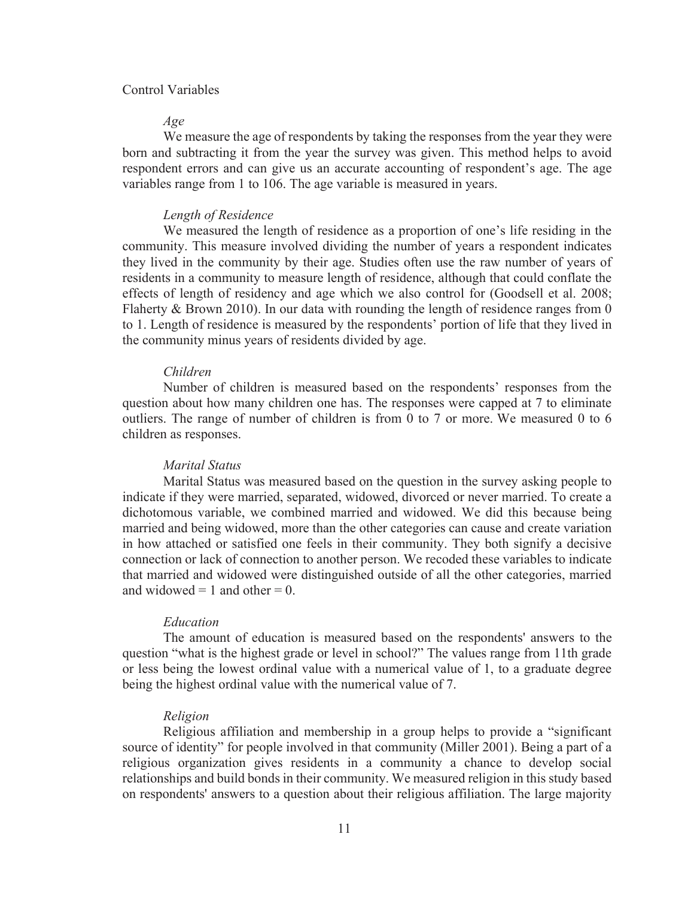Control Variables

*Age*

We measure the age of respondents by taking the responses from the year they were born and subtracting it from the year the survey was given. This method helps to avoid respondent errors and can give us an accurate accounting of respondent's age. The age variables range from 1 to 106. The age variable is measured in years.

*Length of Residence*

We measured the length of residence as a proportion of one's life residing in the community. This measure involved dividing the number of years a respondent indicates they lived in the community by their age. Studies often use the raw number of years of residents in a community to measure length of residence, although that could conflate the effects of length of residency and age which we also control for (Goodsell et al. 2008; Flaherty & Brown 2010). In our data with rounding the length of residence ranges from 0 to 1. Length of residence is measured by the respondents' portion of life that they lived in the community minus years of residents divided by age.

*Children*

Number of children is measured based on the respondents' responses from the question about how many children one has. The responses were capped at 7 to eliminate outliers. The range of number of children is from 0 to 7 or more. We measured 0 to 6 children as responses.

*Marital Status*

Marital Status was measured based on the question in the survey asking people to indicate if they were married, separated, widowed, divorced or never married. To create a dichotomous variable, we combined married and widowed. We did this because being married and being widowed, more than the other categories can cause and create variation in how attached or satisfied one feels in their community. They both signify a decisive connection or lack of connection to another person. We recoded these variables to indicate that married and widowed were distinguished outside of all the other categories, married and widowed = 1 and other = 0.

*Education*

The amount of education is measured based on the respondents' answers to the question "what is the highest grade or level in school?" The values range from 11th grade or less being the lowest ordinal value with a numerical value of 1, to a graduate degree being the highest ordinal value with the numerical value of 7.

*Religion*

Religious affiliation and membership in a group helps to provide a "significant source of identity" for people involved in that community (Miller 2001). Being a part of a religious organization gives residents in a community a chance to develop social relationships and build bonds in their community. We measured religion in this study based on respondents' answers to a question about their religious affiliation. The large majority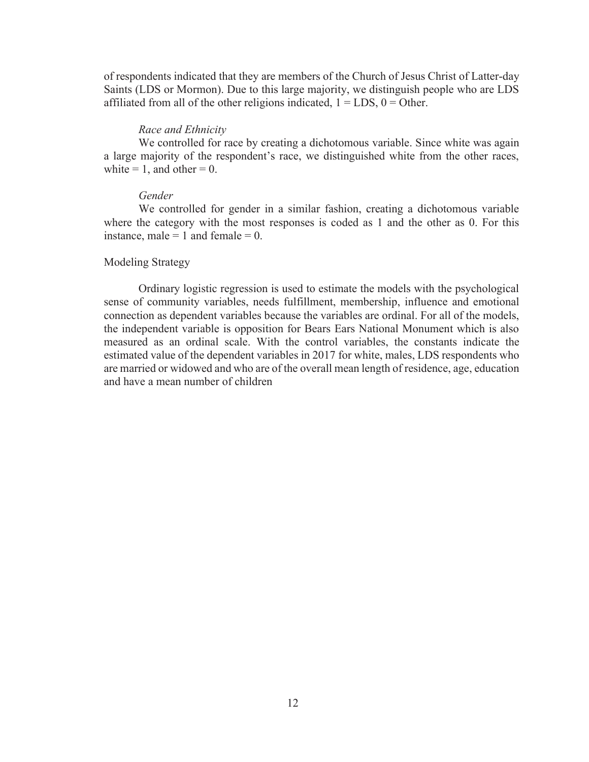of respondents indicated that they are members of the Church of Jesus Christ of Latter-day Saints (LDS or Mormon). Due to this large majority, we distinguish people who are LDS affiliated from all of the other religions indicated, 1 = LDS, 0 = Other.

*Race and Ethnicity*

We controlled for race by creating a dichotomous variable. Since white was again a large majority of the respondent's race, we distinguished white from the other races, white = 1, and other = 0.

*Gender*

We controlled for gender in a similar fashion, creating a dichotomous variable where the category with the most responses is coded as 1 and the other as 0. For this instance, male = 1 and female = 0.

### Modeling Strategy

Ordinary logistic regression is used to estimate the models with the psychological sense of community variables, needs fulfillment, membership, influence and emotional connection as dependent variables because the variables are ordinal. For all of the models, the independent variable is opposition for Bears Ears National Monument which is also measured as an ordinal scale. With the control variables, the constants indicate the estimated value of the dependent variables in 2017 for white, males, LDS respondents who are married or widowed and who are of the overall mean length of residence, age, education and have a mean number of children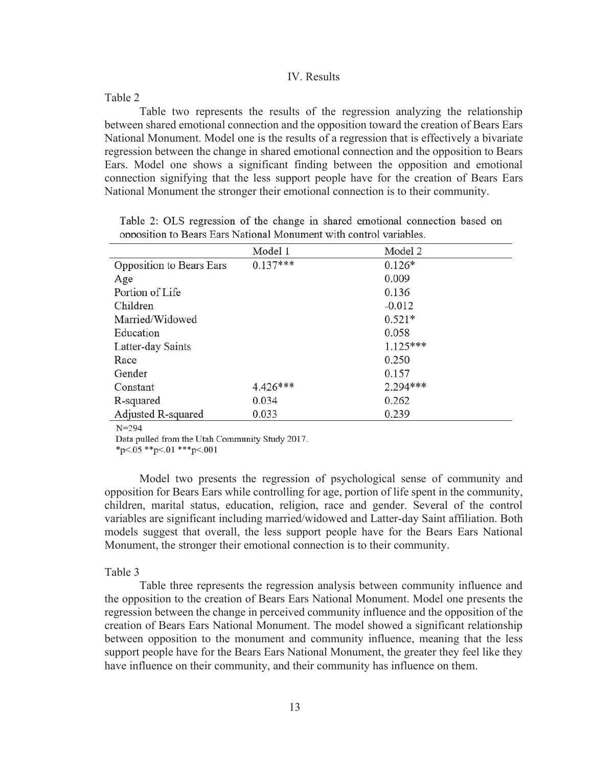# IV. Results

Table 2

Table two represents the results of the regression analyzing the relationship between shared emotional connection and the opposition toward the creation of Bears Ears National Monument. Model one is the results of a regression that is effectively a bivariate regression between the change in shared emotional connection and the opposition to Bears Ears. Model one shows a significant finding between the opposition and emotional connection signifying that the less support people have for the creation of Bears Ears National Monument the stronger their emotional connection is to their community.

Table 2: OLS regression of the change in shared emotional connection based on opposition to Bears Ears National Monument with control variables.

| | Model 1 | Model 2 |
|---|---|---|
| Opposition to Bears Ears | 0.137*** | 0.126* |
| Age | | 0.009 |
| Portion of Life | | 0.136 |
| Children | | -0.012 |
| Married/Widowed | | 0.521* |
| Education | | 0.058 |
| Latter-day Saints | | 1.125*** |
| Race | | 0.250 |
| Gender | | 0.157 |
| Constant | 4.426*** | 2.294*** |
| R-squared | 0.034 | 0.262 |
| Adjusted R-squared | 0.033 | 0.239 |

N=294

Data pulled from the Utah Community Study 2017.

*p<.05 **p<.01 ***p<.001

Model two presents the regression of psychological sense of community and opposition for Bears Ears while controlling for age, portion of life spent in the community, children, marital status, education, religion, race and gender. Several of the control variables are significant including married/widowed and Latter-day Saint affiliation. Both models suggest that overall, the less support people have for the Bears Ears National Monument, the stronger their emotional connection is to their community.

Table 3

Table three represents the regression analysis between community influence and the opposition to the creation of Bears Ears National Monument. Model one presents the regression between the change in perceived community influence and the opposition of the creation of Bears Ears National Monument. The model showed a significant relationship between opposition to the monument and community influence, meaning that the less support people have for the Bears Ears National Monument, the greater they feel like they have influence on their community, and their community has influence on them.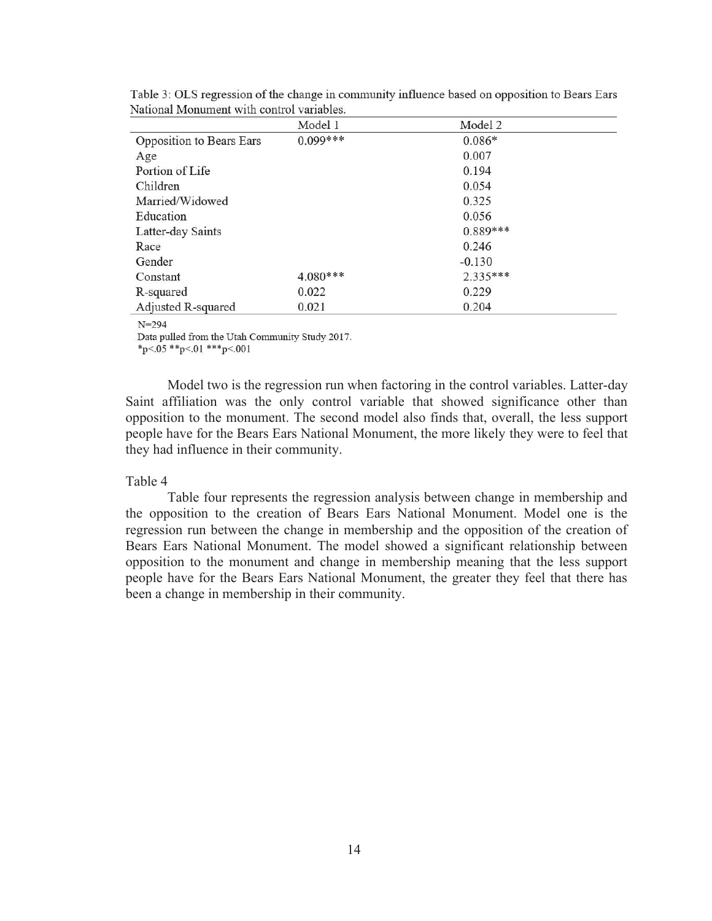Table 3: OLS regression of the change in community influence based on opposition to Bears Ears National Monument with control variables.

| | Model 1 | Model 2 |
|---|---|---|
| Opposition to Bears Ears | 0.099*** | 0.086* |
| Age | | 0.007 |
| Portion of Life | | 0.194 |
| Children | | 0.054 |
| Married/Widowed | | 0.325 |
| Education | | 0.056 |
| Latter-day Saints | | 0.889*** |
| Race | | 0.246 |
| Gender | | -0.130 |
| Constant | 4.080*** | 2.335*** |
| R-squared | 0.022 | 0.229 |
| Adjusted R-squared | 0.021 | 0.204 |

N=294
Data pulled from the Utah Community Study 2017.
*p<.05 **p<.01 ***p<.001

Model two is the regression run when factoring in the control variables. Latter-day Saint affiliation was the only control variable that showed significance other than opposition to the monument. The second model also finds that, overall, the less support people have for the Bears Ears National Monument, the more likely they were to feel that they had influence in their community.

Table 4

Table four represents the regression analysis between change in membership and the opposition to the creation of Bears Ears National Monument. Model one is the regression run between the change in membership and the opposition of the creation of Bears Ears National Monument. The model showed a significant relationship between opposition to the monument and change in membership meaning that the less support people have for the Bears Ears National Monument, the greater they feel that there has been a change in membership in their community.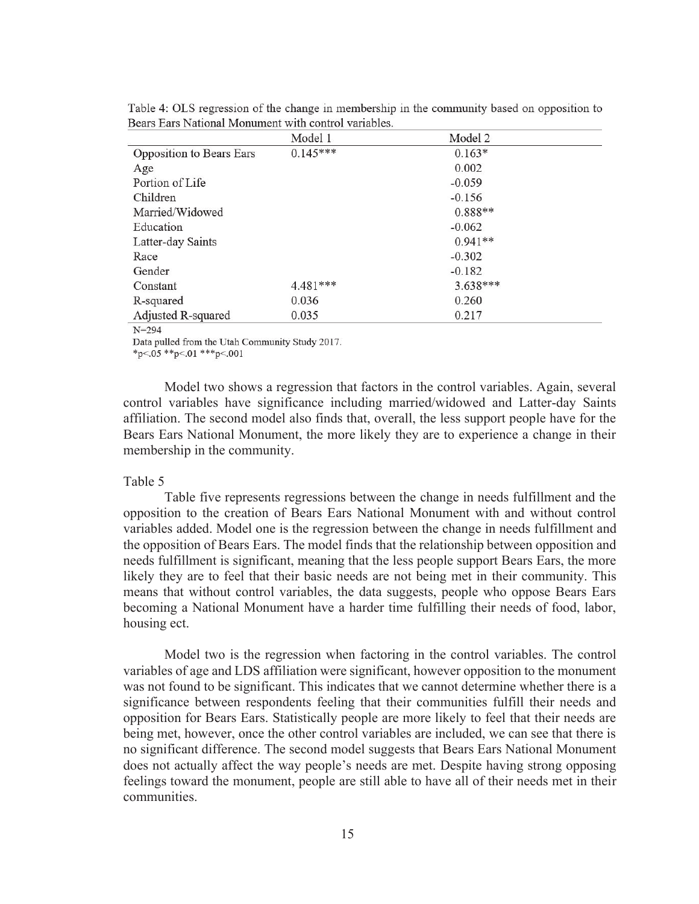Table 4: OLS regression of the change in membership in the community based on opposition to Bears Ears National Monument with control variables.

| | Model 1 | Model 2 |
|---|---|---|
| Opposition to Bears Ears | 0.145*** | 0.163* |
| Age | | 0.002 |
| Portion of Life | | -0.059 |
| Children | | -0.156 |
| Married/Widowed | | 0.888** |
| Education | | -0.062 |
| Latter-day Saints | | 0.941** |
| Race | | -0.302 |
| Gender | | -0.182 |
| Constant | 4.481*** | 3.638*** |
| R-squared | 0.036 | 0.260 |
| Adjusted R-squared | 0.035 | 0.217 |

N=294

Data pulled from the Utah Community Study 2017.

*p<.05 **p<.01 ***p<.001

Model two shows a regression that factors in the control variables. Again, several control variables have significance including married/widowed and Latter-day Saints affiliation. The second model also finds that, overall, the less support people have for the Bears Ears National Monument, the more likely they are to experience a change in their membership in the community.

Table 5

Table five represents regressions between the change in needs fulfillment and the opposition to the creation of Bears Ears National Monument with and without control variables added. Model one is the regression between the change in needs fulfillment and the opposition of Bears Ears. The model finds that the relationship between opposition and needs fulfillment is significant, meaning that the less people support Bears Ears, the more likely they are to feel that their basic needs are not being met in their community. This means that without control variables, the data suggests, people who oppose Bears Ears becoming a National Monument have a harder time fulfilling their needs of food, labor, housing ect.

Model two is the regression when factoring in the control variables. The control variables of age and LDS affiliation were significant, however opposition to the monument was not found to be significant. This indicates that we cannot determine whether there is a significance between respondents feeling that their communities fulfill their needs and opposition for Bears Ears. Statistically people are more likely to feel that their needs are being met, however, once the other control variables are included, we can see that there is no significant difference. The second model suggests that Bears Ears National Monument does not actually affect the way people's needs are met. Despite having strong opposing feelings toward the monument, people are still able to have all of their needs met in their communities.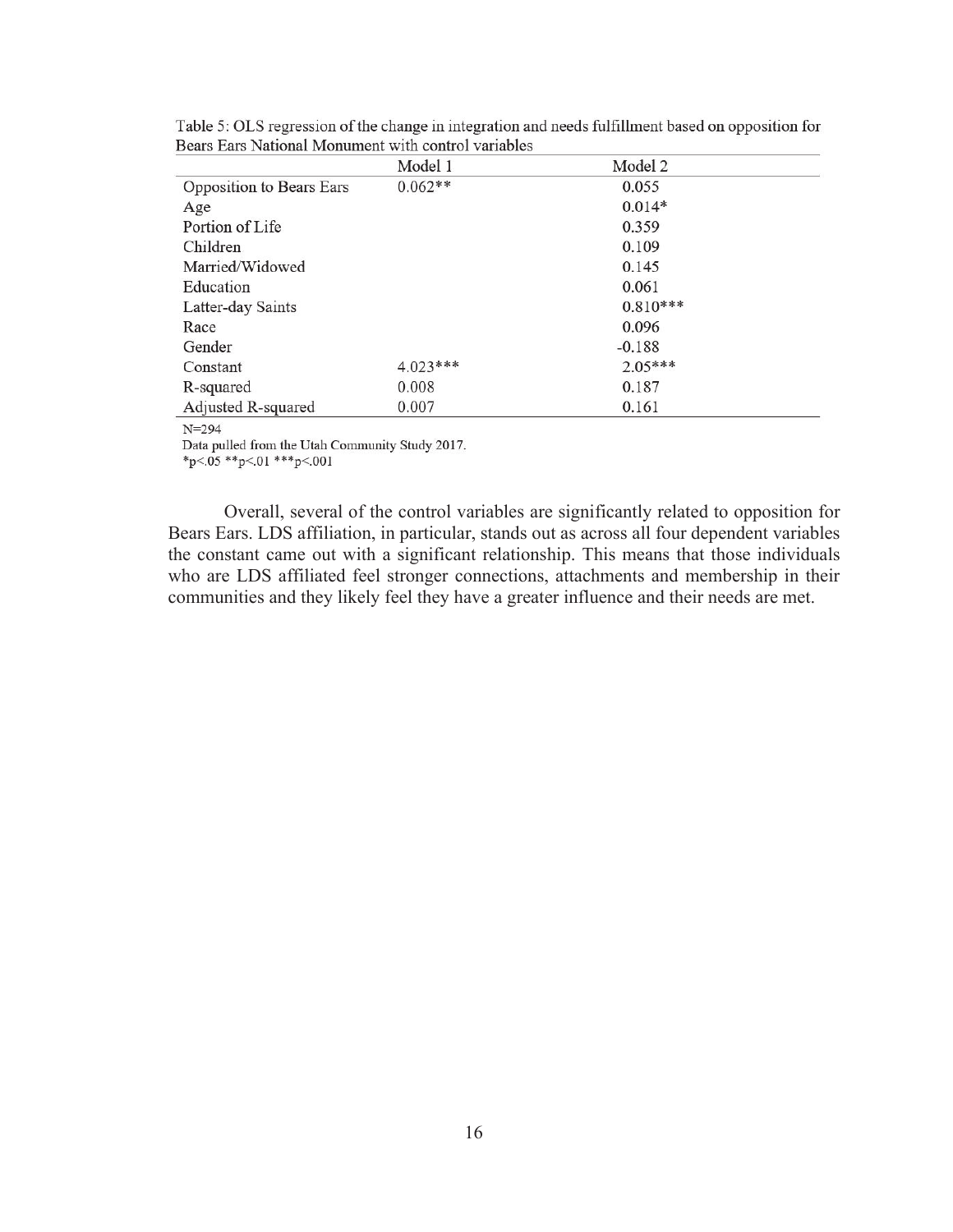Table 5: OLS regression of the change in integration and needs fulfillment based on opposition for Bears Ears National Monument with control variables

| | Model 1 | Model 2 |
|---|---|---|
| Opposition to Bears Ears | 0.062** | 0.055 |
| Age | | 0.014* |
| Portion of Life | | 0.359 |
| Children | | 0.109 |
| Married/Widowed | | 0.145 |
| Education | | 0.061 |
| Latter-day Saints | | 0.810*** |
| Race | | 0.096 |
| Gender | | -0.188 |
| Constant | 4.023*** | 2.05*** |
| R-squared | 0.008 | 0.187 |
| Adjusted R-squared | 0.007 | 0.161 |

N=294

Data pulled from the Utah Community Study 2017.

*p<.05 **p<.01 ***p<.001

Overall, several of the control variables are significantly related to opposition for Bears Ears. LDS affiliation, in particular, stands out as across all four dependent variables the constant came out with a significant relationship. This means that those individuals who are LDS affiliated feel stronger connections, attachments and membership in their communities and they likely feel they have a greater influence and their needs are met.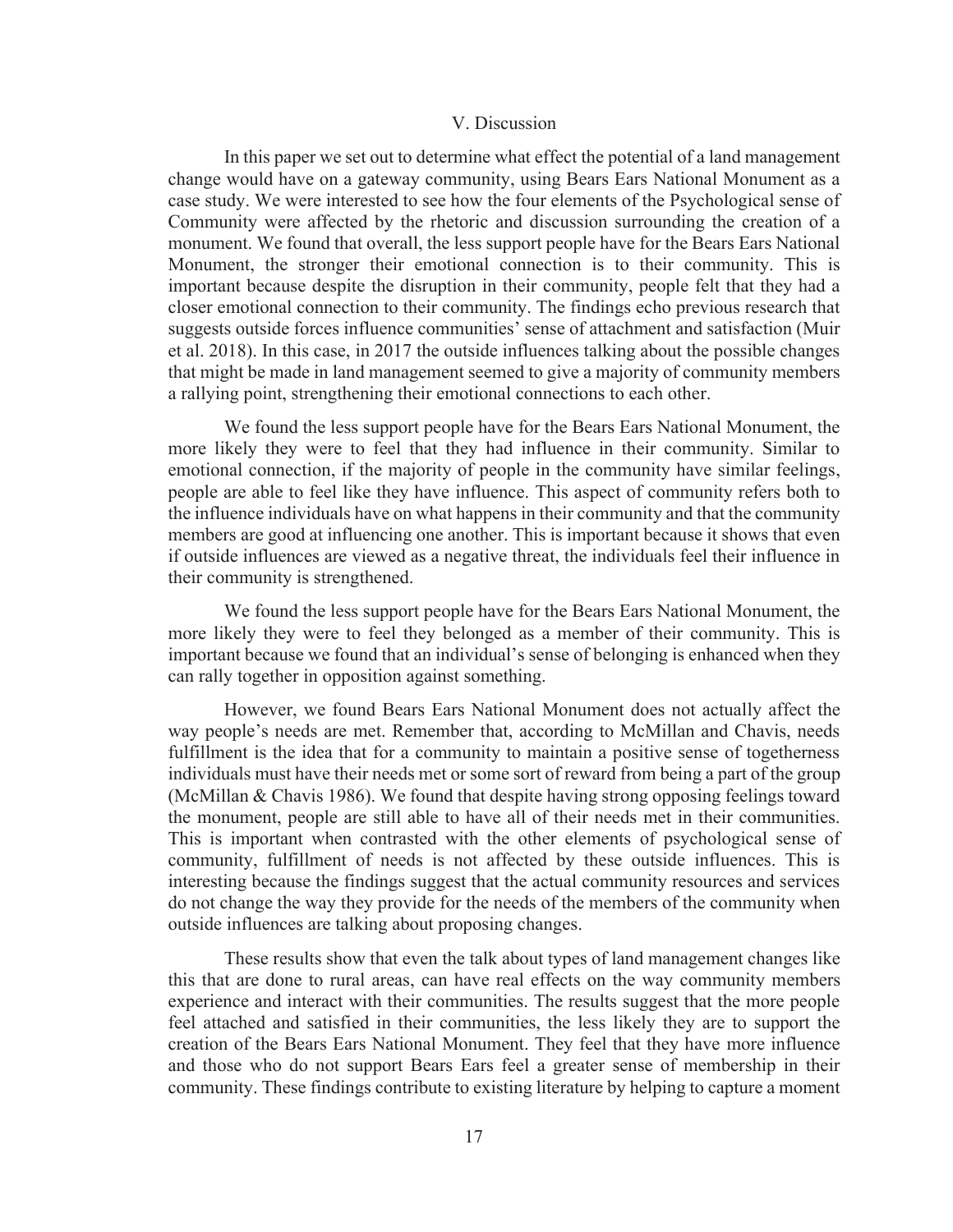## V. Discussion

In this paper we set out to determine what effect the potential of a land management change would have on a gateway community, using Bears Ears National Monument as a case study. We were interested to see how the four elements of the Psychological sense of Community were affected by the rhetoric and discussion surrounding the creation of a monument. We found that overall, the less support people have for the Bears Ears National Monument, the stronger their emotional connection is to their community. This is important because despite the disruption in their community, people felt that they had a closer emotional connection to their community. The findings echo previous research that suggests outside forces influence communities' sense of attachment and satisfaction (Muir et al. 2018). In this case, in 2017 the outside influences talking about the possible changes that might be made in land management seemed to give a majority of community members a rallying point, strengthening their emotional connections to each other.

We found the less support people have for the Bears Ears National Monument, the more likely they were to feel that they had influence in their community. Similar to emotional connection, if the majority of people in the community have similar feelings, people are able to feel like they have influence. This aspect of community refers both to the influence individuals have on what happens in their community and that the community members are good at influencing one another. This is important because it shows that even if outside influences are viewed as a negative threat, the individuals feel their influence in their community is strengthened.

We found the less support people have for the Bears Ears National Monument, the more likely they were to feel they belonged as a member of their community. This is important because we found that an individual's sense of belonging is enhanced when they can rally together in opposition against something.

However, we found Bears Ears National Monument does not actually affect the way people's needs are met. Remember that, according to McMillan and Chavis, needs fulfillment is the idea that for a community to maintain a positive sense of togetherness individuals must have their needs met or some sort of reward from being a part of the group (McMillan & Chavis 1986). We found that despite having strong opposing feelings toward the monument, people are still able to have all of their needs met in their communities. This is important when contrasted with the other elements of psychological sense of community, fulfillment of needs is not affected by these outside influences. This is interesting because the findings suggest that the actual community resources and services do not change the way they provide for the needs of the members of the community when outside influences are talking about proposing changes.

These results show that even the talk about types of land management changes like this that are done to rural areas, can have real effects on the way community members experience and interact with their communities. The results suggest that the more people feel attached and satisfied in their communities, the less likely they are to support the creation of the Bears Ears National Monument. They feel that they have more influence and those who do not support Bears Ears feel a greater sense of membership in their community. These findings contribute to existing literature by helping to capture a moment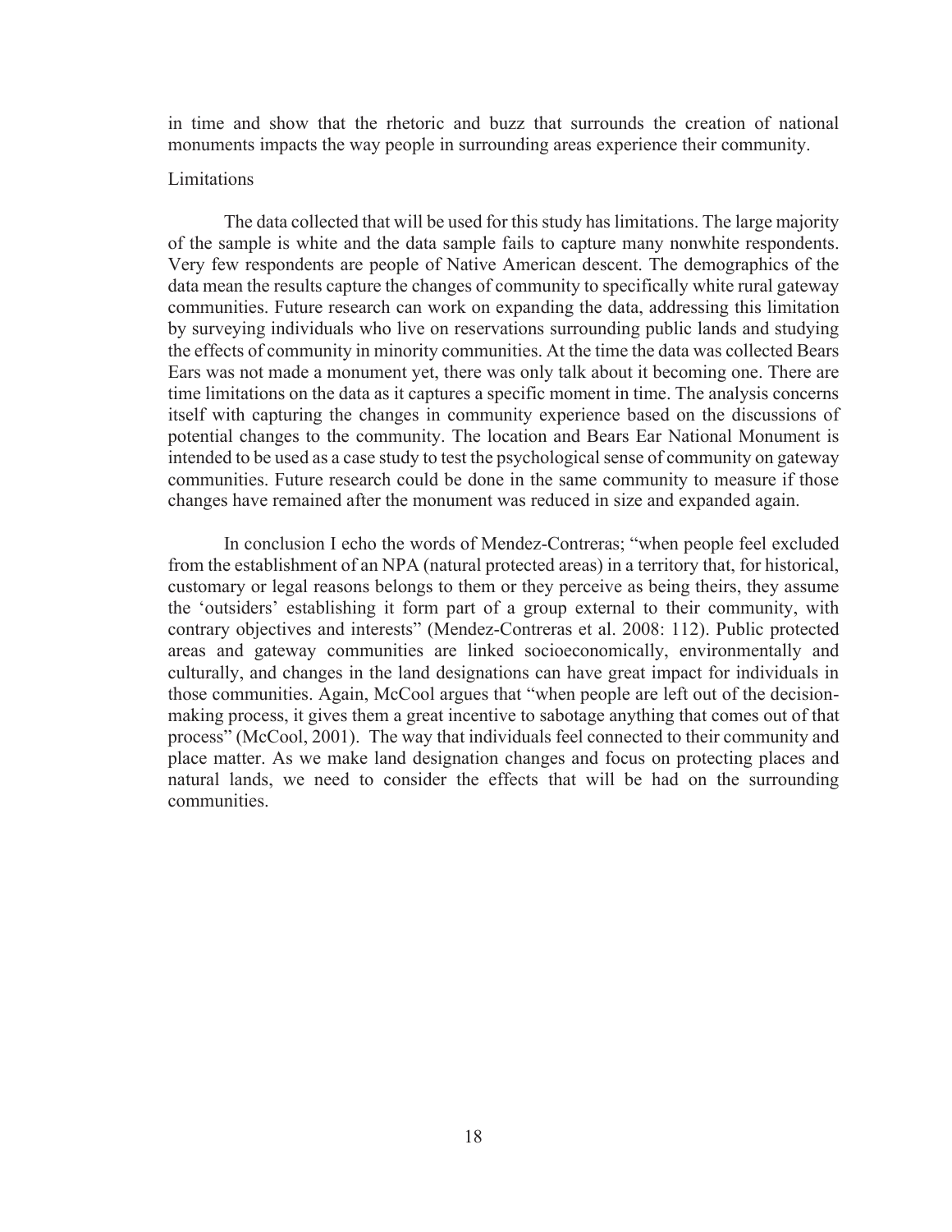in time and show that the rhetoric and buzz that surrounds the creation of national monuments impacts the way people in surrounding areas experience their community.

## Limitations

The data collected that will be used for this study has limitations. The large majority of the sample is white and the data sample fails to capture many nonwhite respondents. Very few respondents are people of Native American descent. The demographics of the data mean the results capture the changes of community to specifically white rural gateway communities. Future research can work on expanding the data, addressing this limitation by surveying individuals who live on reservations surrounding public lands and studying the effects of community in minority communities. At the time the data was collected Bears Ears was not made a monument yet, there was only talk about it becoming one. There are time limitations on the data as it captures a specific moment in time. The analysis concerns itself with capturing the changes in community experience based on the discussions of potential changes to the community. The location and Bears Ear National Monument is intended to be used as a case study to test the psychological sense of community on gateway communities. Future research could be done in the same community to measure if those changes have remained after the monument was reduced in size and expanded again.

In conclusion I echo the words of Mendez-Contreras; "when people feel excluded from the establishment of an NPA (natural protected areas) in a territory that, for historical, customary or legal reasons belongs to them or they perceive as being theirs, they assume the 'outsiders' establishing it form part of a group external to their community, with contrary objectives and interests" (Mendez-Contreras et al. 2008: 112). Public protected areas and gateway communities are linked socioeconomically, environmentally and culturally, and changes in the land designations can have great impact for individuals in those communities. Again, McCool argues that "when people are left out of the decision-making process, it gives them a great incentive to sabotage anything that comes out of that process" (McCool, 2001). The way that individuals feel connected to their community and place matter. As we make land designation changes and focus on protecting places and natural lands, we need to consider the effects that will be had on the surrounding communities.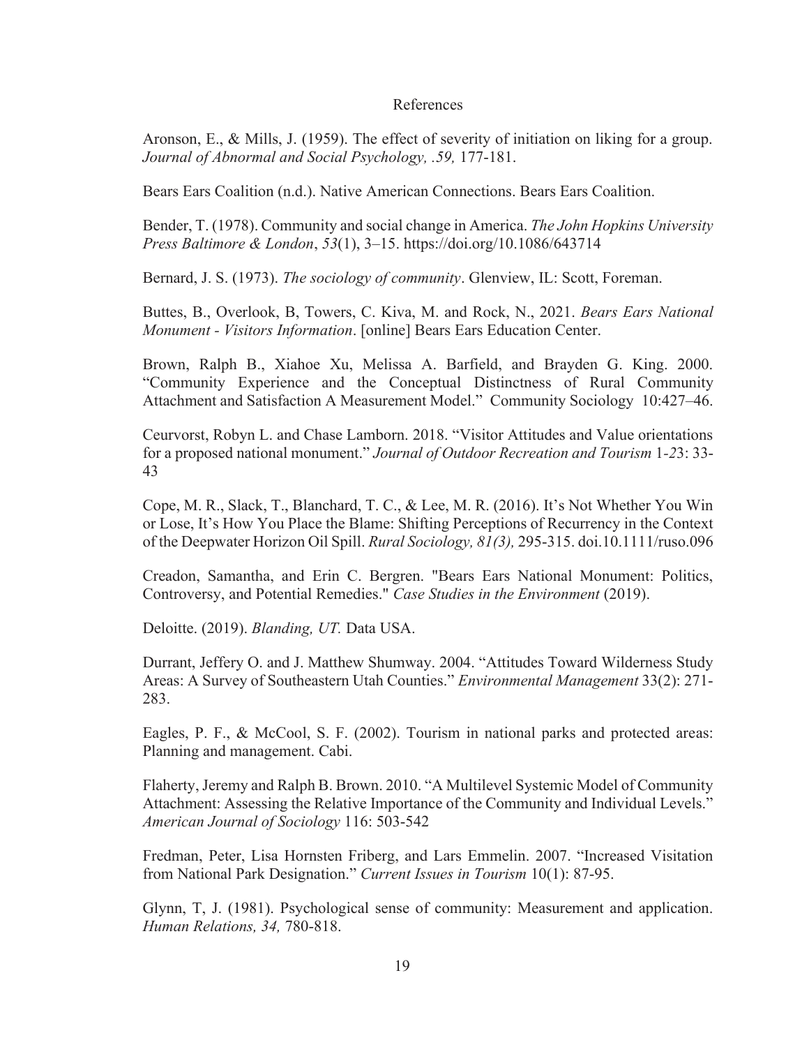# References

Aronson, E., & Mills, J. (1959). The effect of severity of initiation on liking for a group. *Journal of Abnormal and Social Psychology, .59,* 177-181.

Bears Ears Coalition (n.d.). Native American Connections. Bears Ears Coalition.

Bender, T. (1978). Community and social change in America. *The John Hopkins University Press Baltimore & London*, *53*(1), 3–15. https://doi.org/10.1086/643714

Bernard, J. S. (1973). *The sociology of community*. Glenview, IL: Scott, Foreman.

Buttes, B., Overlook, B, Towers, C. Kiva, M. and Rock, N., 2021. *Bears Ears National Monument - Visitors Information*. [online] Bears Ears Education Center.

Brown, Ralph B., Xiahoe Xu, Melissa A. Barfield, and Brayden G. King. 2000. "Community Experience and the Conceptual Distinctness of Rural Community Attachment and Satisfaction A Measurement Model." Community Sociology 10:427–46.

Ceurvorst, Robyn L. and Chase Lamborn. 2018. "Visitor Attitudes and Value orientations for a proposed national monument." *Journal of Outdoor Recreation and Tourism* 1-*2*3: 33-43

Cope, M. R., Slack, T., Blanchard, T. C., & Lee, M. R. (2016). It's Not Whether You Win or Lose, It's How You Place the Blame: Shifting Perceptions of Recurrency in the Context of the Deepwater Horizon Oil Spill. *Rural Sociology, 81(3),* 295-315. doi.10.1111/ruso.096

Creadon, Samantha, and Erin C. Bergren. "Bears Ears National Monument: Politics, Controversy, and Potential Remedies." *Case Studies in the Environment* (2019).

Deloitte. (2019). *Blanding, UT.* Data USA.

Durrant, Jeffery O. and J. Matthew Shumway. 2004. "Attitudes Toward Wilderness Study Areas: A Survey of Southeastern Utah Counties." *Environmental Management* 33(2): 271-283.

Eagles, P. F., & McCool, S. F. (2002). Tourism in national parks and protected areas: Planning and management. Cabi.

Flaherty, Jeremy and Ralph B. Brown. 2010. "A Multilevel Systemic Model of Community Attachment: Assessing the Relative Importance of the Community and Individual Levels." *American Journal of Sociology* 116: 503-542

Fredman, Peter, Lisa Hornsten Friberg, and Lars Emmelin. 2007. "Increased Visitation from National Park Designation." *Current Issues in Tourism* 10(1): 87-95.

Glynn, T, J. (1981). Psychological sense of community: Measurement and application. *Human Relations, 34,* 780-818.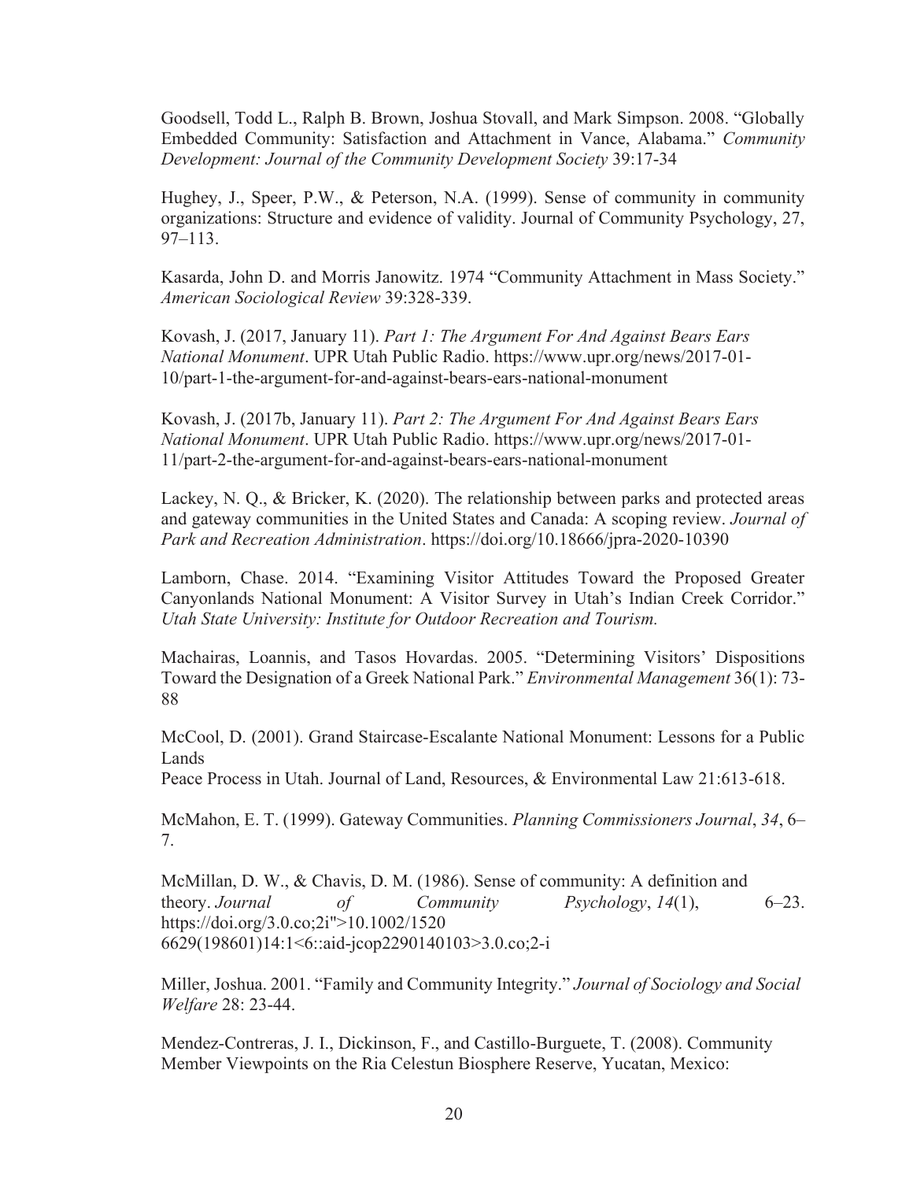Goodsell, Todd L., Ralph B. Brown, Joshua Stovall, and Mark Simpson. 2008. "Globally Embedded Community: Satisfaction and Attachment in Vance, Alabama." *Community Development: Journal of the Community Development Society* 39:17-34

Hughey, J., Speer, P.W., & Peterson, N.A. (1999). Sense of community in community organizations: Structure and evidence of validity. Journal of Community Psychology, 27, 97–113.

Kasarda, John D. and Morris Janowitz. 1974 "Community Attachment in Mass Society." *American Sociological Review* 39:328-339.

Kovash, J. (2017, January 11). *Part 1: The Argument For And Against Bears Ears National Monument*. UPR Utah Public Radio. https://www.upr.org/news/2017-01-10/part-1-the-argument-for-and-against-bears-ears-national-monument

Kovash, J. (2017b, January 11). *Part 2: The Argument For And Against Bears Ears National Monument*. UPR Utah Public Radio. https://www.upr.org/news/2017-01-11/part-2-the-argument-for-and-against-bears-ears-national-monument

Lackey, N. Q., & Bricker, K. (2020). The relationship between parks and protected areas and gateway communities in the United States and Canada: A scoping review. *Journal of Park and Recreation Administration*. https://doi.org/10.18666/jpra-2020-10390

Lamborn, Chase. 2014. "Examining Visitor Attitudes Toward the Proposed Greater Canyonlands National Monument: A Visitor Survey in Utah's Indian Creek Corridor." *Utah State University: Institute for Outdoor Recreation and Tourism.*

Machairas, Loannis, and Tasos Hovardas. 2005. "Determining Visitors' Dispositions Toward the Designation of a Greek National Park." *Environmental Management* 36(1): 73-88

McCool, D. (2001). Grand Staircase-Escalante National Monument: Lessons for a Public Lands
Peace Process in Utah. Journal of Land, Resources, & Environmental Law 21:613-618.

McMahon, E. T. (1999). Gateway Communities. *Planning Commissioners Journal*, *34*, 6–7.

McMillan, D. W., & Chavis, D. M. (1986). Sense of community: A definition and theory. *Journal of Community Psychology*, *14*(1), 6–23. https://doi.org/3.0.co;2i">10.1002/1520 6629(198601)14:1<6::aid-jcop2290140103>3.0.co;2-i

Miller, Joshua. 2001. "Family and Community Integrity." *Journal of Sociology and Social Welfare* 28: 23-44.

Mendez-Contreras, J. I., Dickinson, F., and Castillo-Burguete, T. (2008). Community Member Viewpoints on the Ria Celestun Biosphere Reserve, Yucatan, Mexico: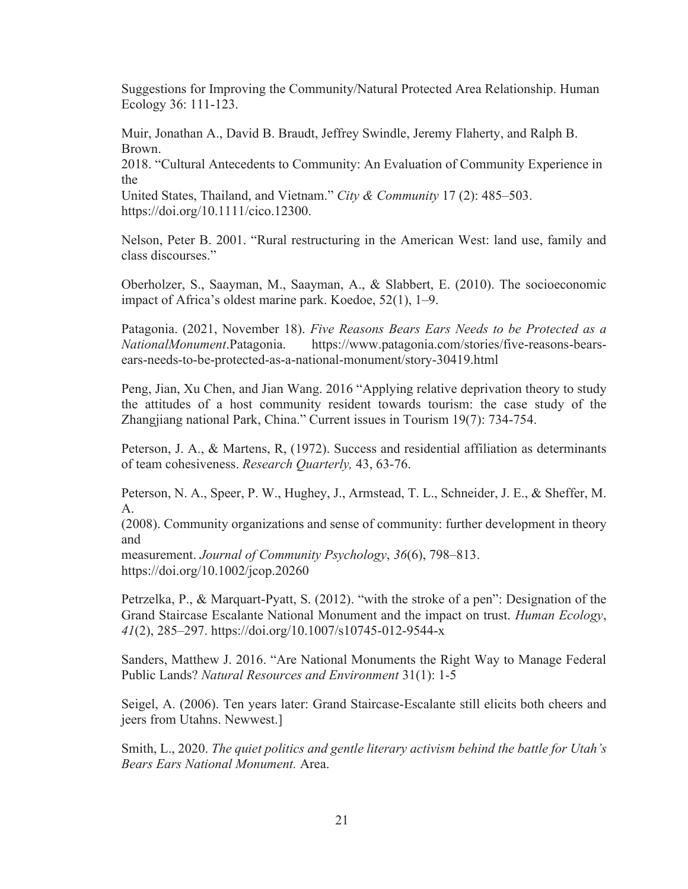Suggestions for Improving the Community/Natural Protected Area Relationship. Human Ecology 36: 111-123.

Muir, Jonathan A., David B. Braudt, Jeffrey Swindle, Jeremy Flaherty, and Ralph B. Brown.
2018. "Cultural Antecedents to Community: An Evaluation of Community Experience in the
United States, Thailand, and Vietnam." *City & Community* 17 (2): 485–503. https://doi.org/10.1111/cico.12300.

Nelson, Peter B. 2001. "Rural restructuring in the American West: land use, family and class discourses."

Oberholzer, S., Saayman, M., Saayman, A., & Slabbert, E. (2010). The socioeconomic impact of Africa's oldest marine park. Koedoe, 52(1), 1–9.

Patagonia. (2021, November 18). *Five Reasons Bears Ears Needs to be Protected as a NationalMonument*.Patagonia. https://www.patagonia.com/stories/five-reasons-bears-ears-needs-to-be-protected-as-a-national-monument/story-30419.html

Peng, Jian, Xu Chen, and Jian Wang. 2016 "Applying relative deprivation theory to study the attitudes of a host community resident towards tourism: the case study of the Zhangjiang national Park, China." Current issues in Tourism 19(7): 734-754.

Peterson, J. A., & Martens, R, (1972). Success and residential affiliation as determinants of team cohesiveness. *Research Quarterly,* 43, 63-76.

Peterson, N. A., Speer, P. W., Hughey, J., Armstead, T. L., Schneider, J. E., & Sheffer, M. A.
(2008). Community organizations and sense of community: further development in theory and
measurement. *Journal of Community Psychology*, *36*(6), 798–813. https://doi.org/10.1002/jcop.20260

Petrzelka, P., & Marquart-Pyatt, S. (2012). "with the stroke of a pen": Designation of the Grand Staircase Escalante National Monument and the impact on trust. *Human Ecology*, *41*(2), 285–297. https://doi.org/10.1007/s10745-012-9544-x

Sanders, Matthew J. 2016. "Are National Monuments the Right Way to Manage Federal Public Lands? *Natural Resources and Environment* 31(1): 1-5

Seigel, A. (2006). Ten years later: Grand Staircase-Escalante still elicits both cheers and jeers from Utahns. Newwest.]

Smith, L., 2020. *The quiet politics and gentle literary activism behind the battle for Utah's Bears Ears National Monument.* Area.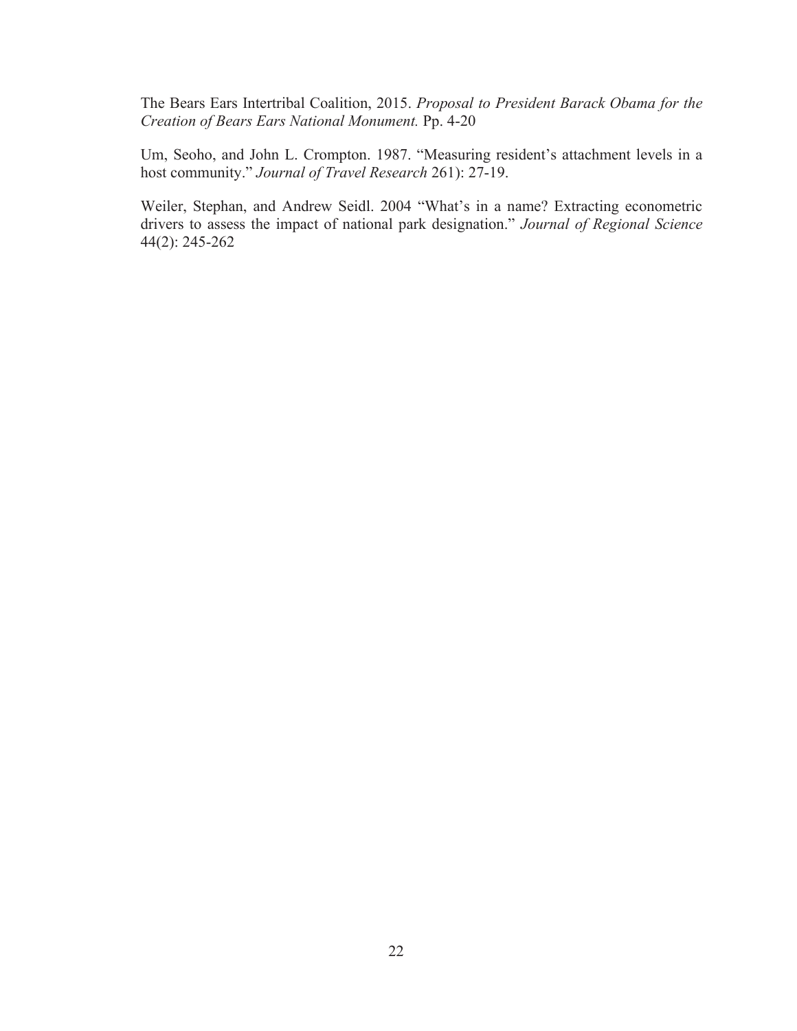The Bears Ears Intertribal Coalition, 2015. *Proposal to President Barack Obama for the Creation of Bears Ears National Monument.* Pp. 4-20

Um, Seoho, and John L. Crompton. 1987. "Measuring resident's attachment levels in a host community." *Journal of Travel Research* 261): 27-19.

Weiler, Stephan, and Andrew Seidl. 2004 "What's in a name? Extracting econometric drivers to assess the impact of national park designation." *Journal of Regional Science* 44(2): 245-262